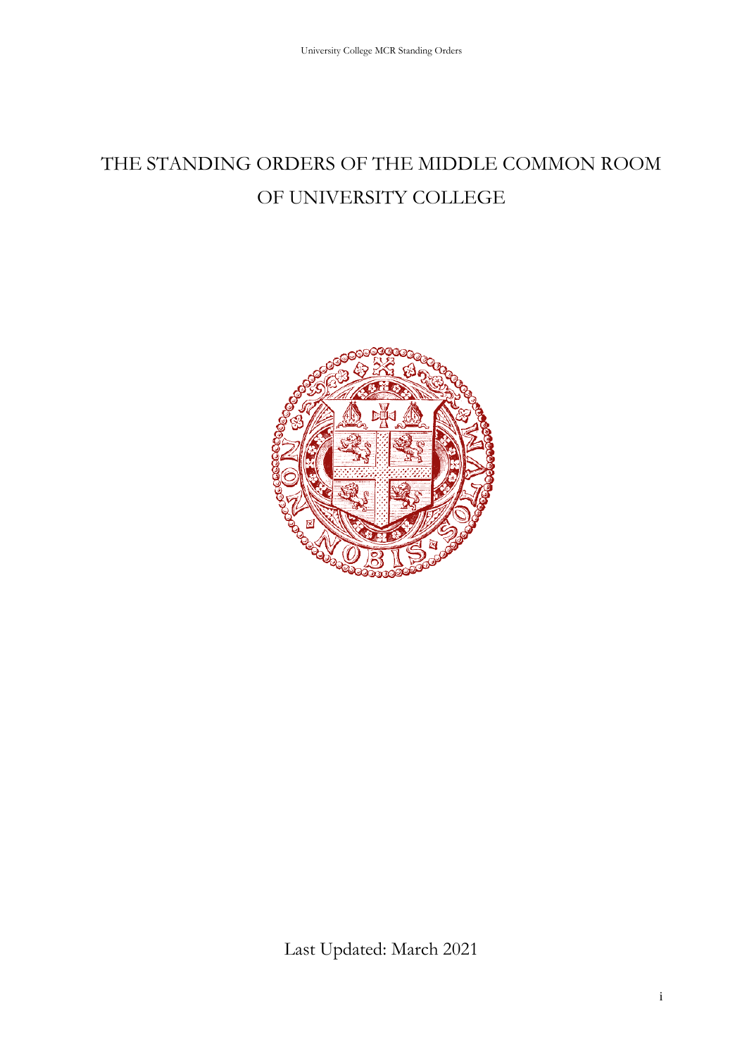# THE STANDING ORDERS OF THE MIDDLE COMMON ROOM OF UNIVERSITY COLLEGE

Last Updated: March 2021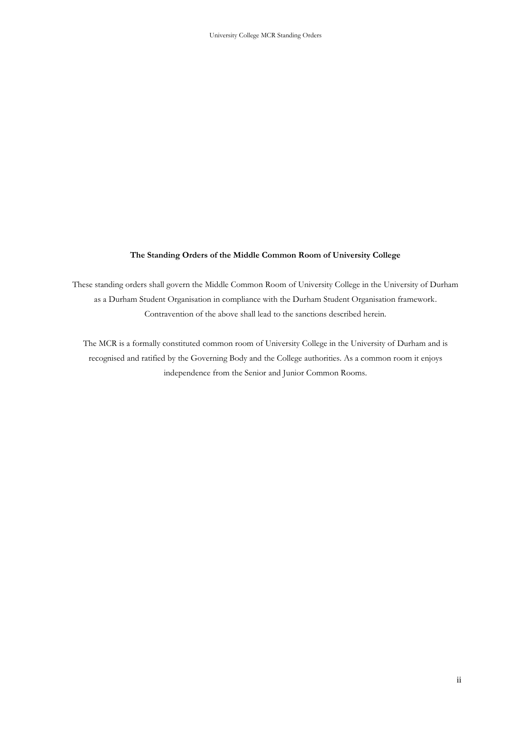**The Standing Orders of the Middle Common Room of University College**

These standing orders shall govern the Middle Common Room of University College in the University of Durham as a Durham Student Organisation in compliance with the Durham Student Organisation framework. Contravention of the above shall lead to the sanctions described herein.

The MCR is a formally constituted common room of University College in the University of Durham and is recognised and ratified by the Governing Body and the College authorities. As a common room it enjoys independence from the Senior and Junior Common Rooms.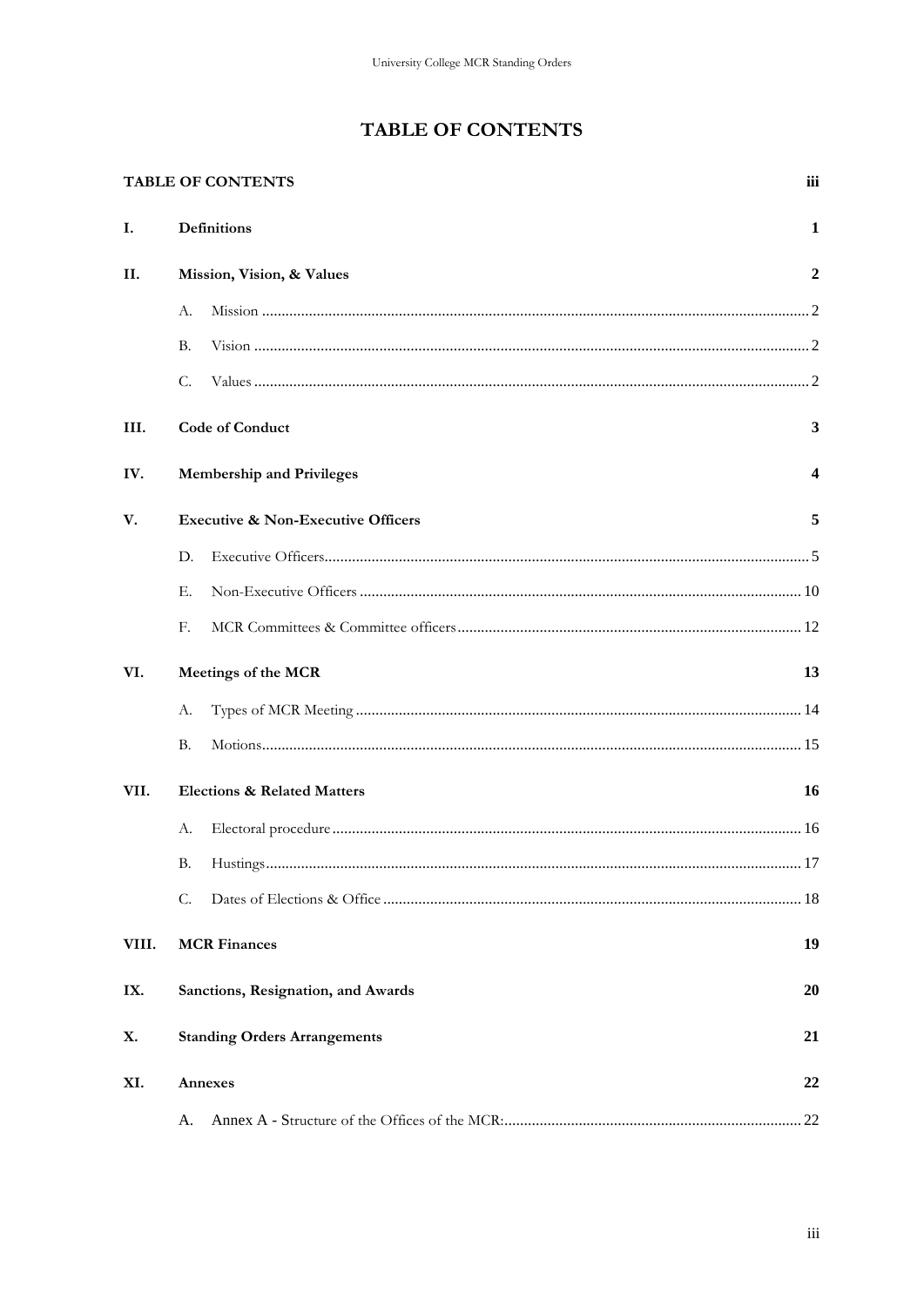# TABLE OF CONTENTS

| | | |
|---|---|---|
| **TABLE OF CONTENTS** | | **iii** |
| **I.** | **Definitions** | **1** |
| **II.** | **Mission, Vision, & Values** | **2** |
| | A. Mission | 2 |
| | B. Vision | 2 |
| | C. Values | 2 |
| **III.** | **Code of Conduct** | **3** |
| **IV.** | **Membership and Privileges** | **4** |
| **V.** | **Executive & Non-Executive Officers** | **5** |
| | D. Executive Officers | 5 |
| | E. Non-Executive Officers | 10 |
| | F. MCR Committees & Committee officers | 12 |
| **VI.** | **Meetings of the MCR** | **13** |
| | A. Types of MCR Meeting | 14 |
| | B. Motions | 15 |
| **VII.** | **Elections & Related Matters** | **16** |
| | A. Electoral procedure | 16 |
| | B. Hustings | 17 |
| | C. Dates of Elections & Office | 18 |
| **VIII.** | **MCR Finances** | **19** |
| **IX.** | **Sanctions, Resignation, and Awards** | **20** |
| **X.** | **Standing Orders Arrangements** | **21** |
| **XI.** | **Annexes** | **22** |
| | A. Annex A - Structure of the Offices of the MCR: | 22 |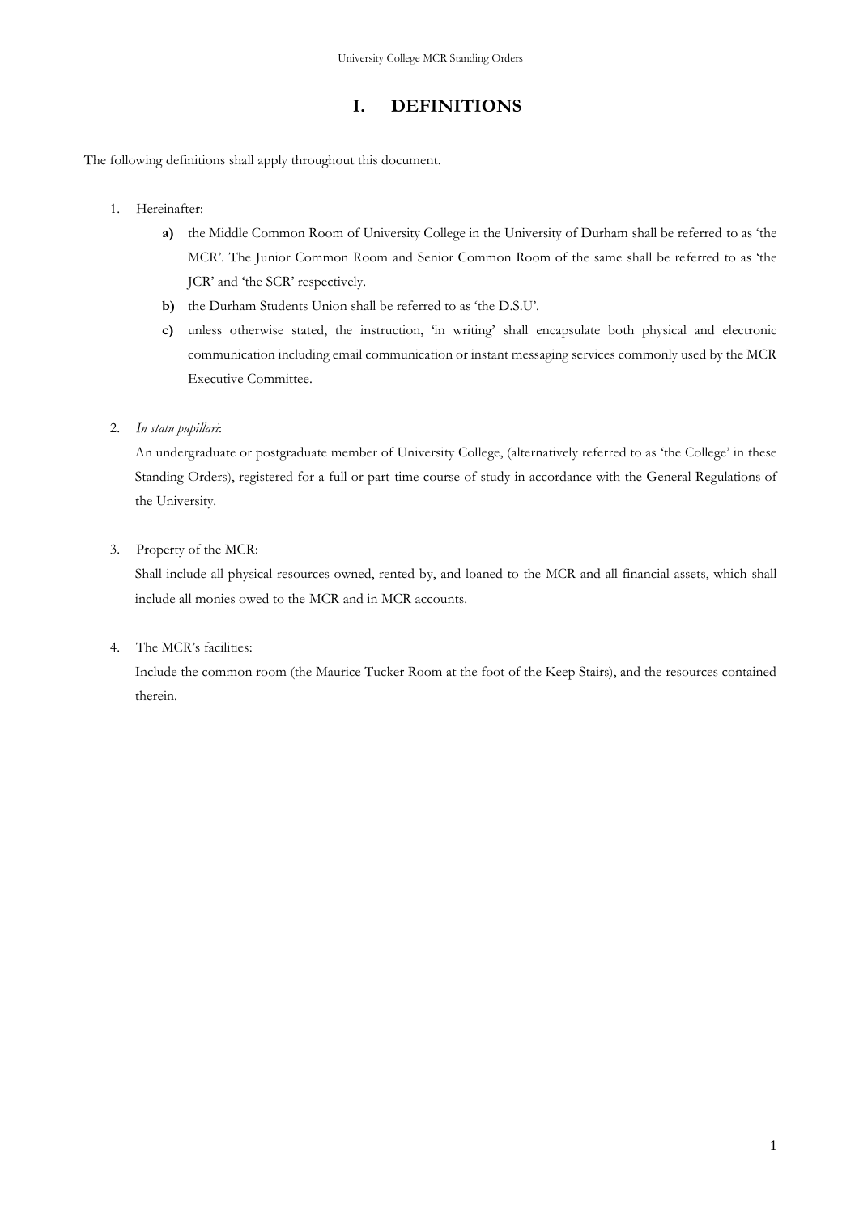# I. DEFINITIONS

The following definitions shall apply throughout this document.

1. Hereinafter:
    - **a)** the Middle Common Room of University College in the University of Durham shall be referred to as 'the MCR'. The Junior Common Room and Senior Common Room of the same shall be referred to as 'the JCR' and 'the SCR' respectively.
    - **b)** the Durham Students Union shall be referred to as 'the D.S.U'.
    - **c)** unless otherwise stated, the instruction, 'in writing' shall encapsulate both physical and electronic communication including email communication or instant messaging services commonly used by the MCR Executive Committee.

2. *In statu pupillari*:

   An undergraduate or postgraduate member of University College, (alternatively referred to as 'the College' in these Standing Orders), registered for a full or part-time course of study in accordance with the General Regulations of the University.

3. Property of the MCR:

   Shall include all physical resources owned, rented by, and loaned to the MCR and all financial assets, which shall include all monies owed to the MCR and in MCR accounts.

4. The MCR's facilities:

   Include the common room (the Maurice Tucker Room at the foot of the Keep Stairs), and the resources contained therein.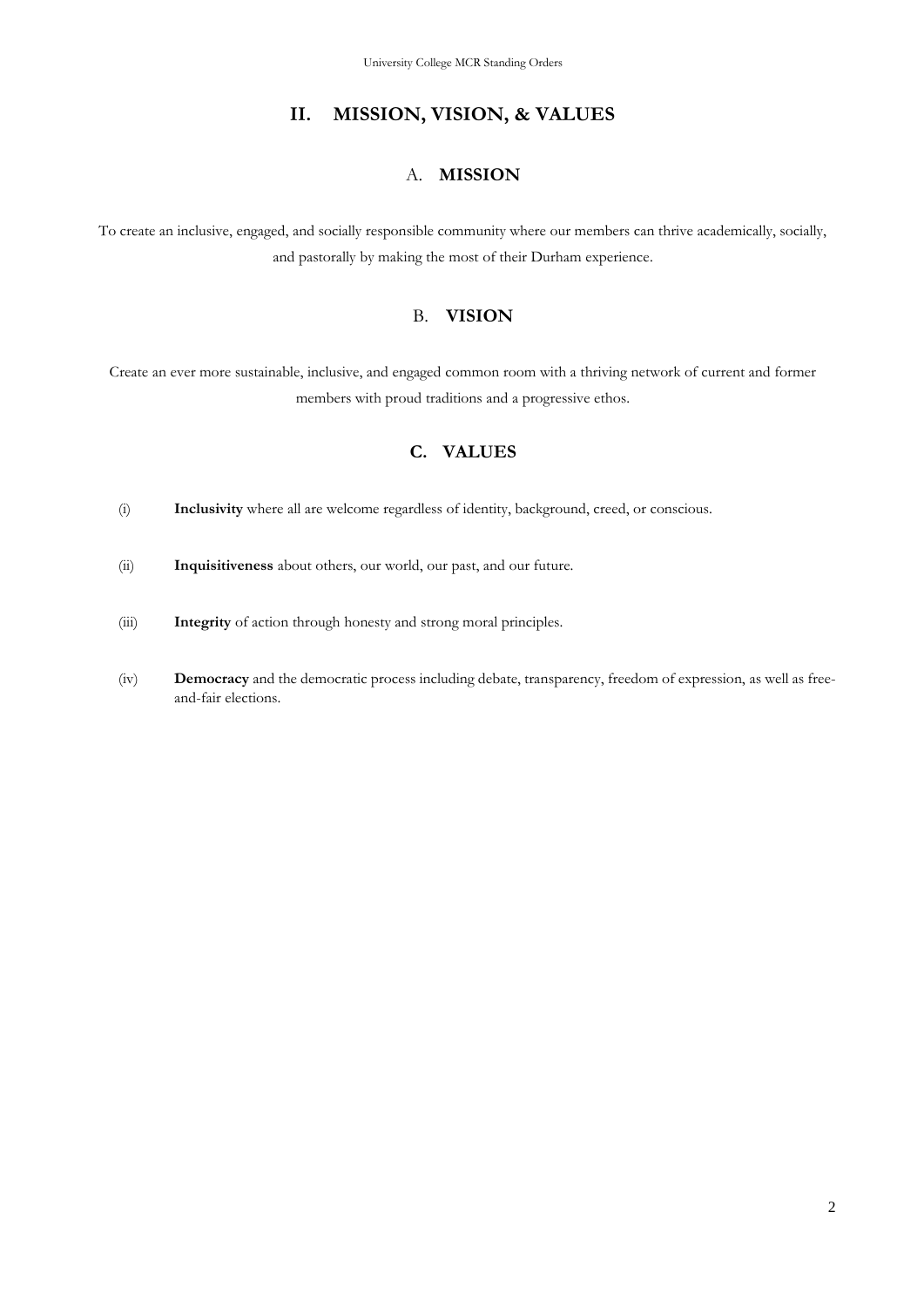# II. MISSION, VISION, & VALUES

## A. MISSION

To create an inclusive, engaged, and socially responsible community where our members can thrive academically, socially, and pastorally by making the most of their Durham experience.

## B. VISION

Create an ever more sustainable, inclusive, and engaged common room with a thriving network of current and former members with proud traditions and a progressive ethos.

## C. VALUES

(i) **Inclusivity** where all are welcome regardless of identity, background, creed, or conscious.

(ii) **Inquisitiveness** about others, our world, our past, and our future.

(iii) **Integrity** of action through honesty and strong moral principles.

(iv) **Democracy** and the democratic process including debate, transparency, freedom of expression, as well as free-and-fair elections.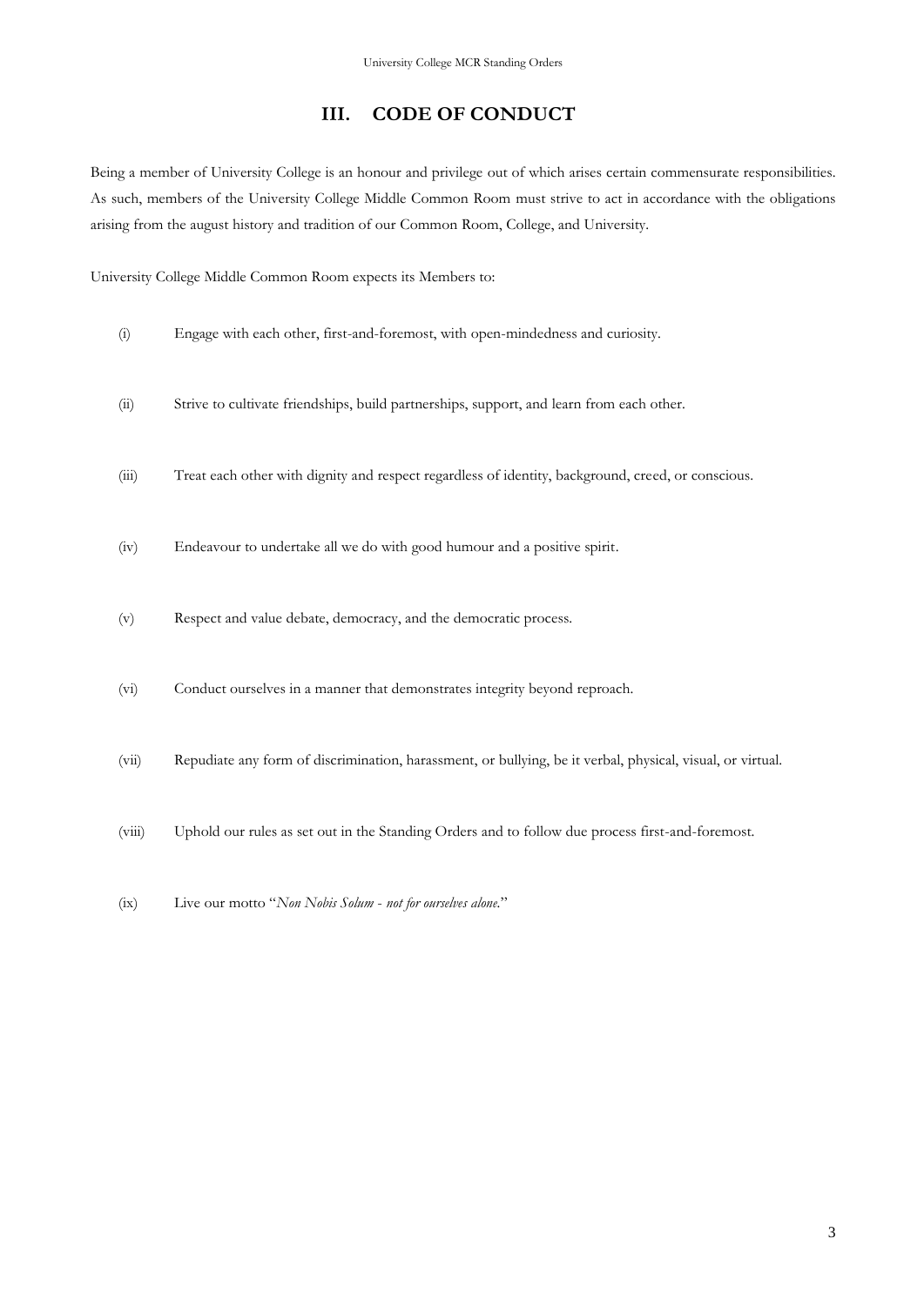# III. CODE OF CONDUCT

Being a member of University College is an honour and privilege out of which arises certain commensurate responsibilities. As such, members of the University College Middle Common Room must strive to act in accordance with the obligations arising from the august history and tradition of our Common Room, College, and University.

University College Middle Common Room expects its Members to:

(i) Engage with each other, first-and-foremost, with open-mindedness and curiosity.

(ii) Strive to cultivate friendships, build partnerships, support, and learn from each other.

(iii) Treat each other with dignity and respect regardless of identity, background, creed, or conscious.

(iv) Endeavour to undertake all we do with good humour and a positive spirit.

(v) Respect and value debate, democracy, and the democratic process.

(vi) Conduct ourselves in a manner that demonstrates integrity beyond reproach.

(vii) Repudiate any form of discrimination, harassment, or bullying, be it verbal, physical, visual, or virtual.

(viii) Uphold our rules as set out in the Standing Orders and to follow due process first-and-foremost.

(ix) Live our motto "*Non Nobis Solum - not for ourselves alone.*"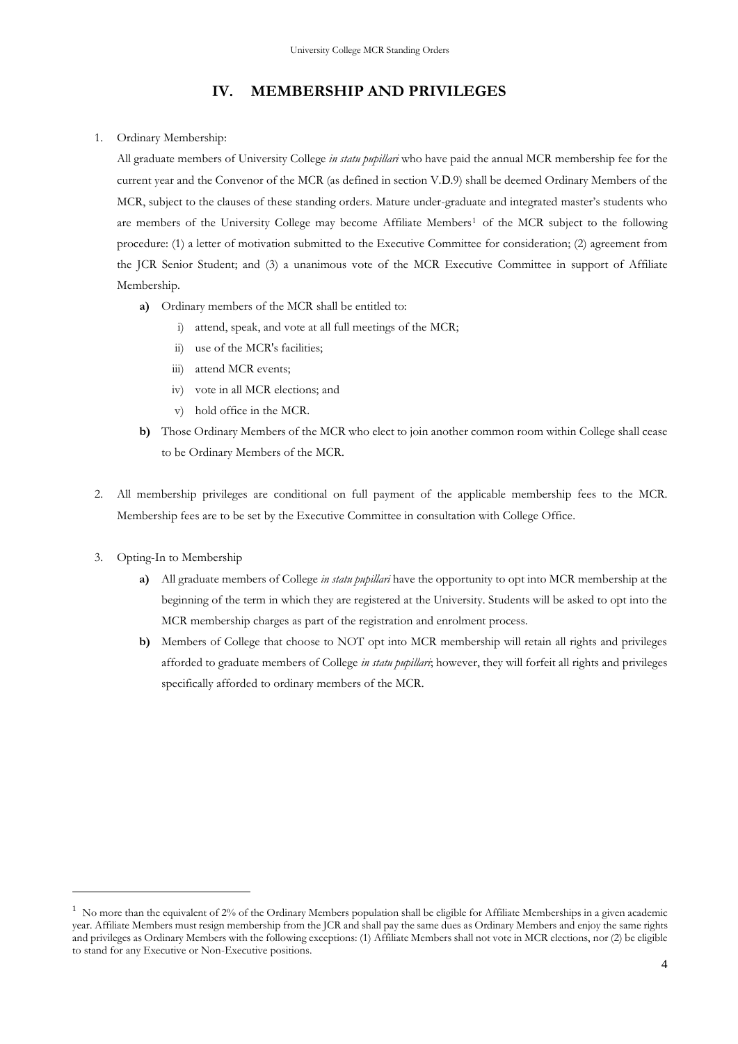# IV. MEMBERSHIP AND PRIVILEGES

1. Ordinary Membership:

   All graduate members of University College *in statu pupillari* who have paid the annual MCR membership fee for the current year and the Convenor of the MCR (as defined in section V.D.9) shall be deemed Ordinary Members of the MCR, subject to the clauses of these standing orders. Mature under-graduate and integrated master's students who are members of the University College may become Affiliate Members[1] of the MCR subject to the following procedure: (1) a letter of motivation submitted to the Executive Committee for consideration; (2) agreement from the JCR Senior Student; and (3) a unanimous vote of the MCR Executive Committee in support of Affiliate Membership.

   **a)** Ordinary members of the MCR shall be entitled to:

   i) attend, speak, and vote at all full meetings of the MCR;

   ii) use of the MCR's facilities;

   iii) attend MCR events;

   iv) vote in all MCR elections; and

   v) hold office in the MCR.

   **b)** Those Ordinary Members of the MCR who elect to join another common room within College shall cease to be Ordinary Members of the MCR.

2. All membership privileges are conditional on full payment of the applicable membership fees to the MCR. Membership fees are to be set by the Executive Committee in consultation with College Office.

3. Opting-In to Membership

   **a)** All graduate members of College *in statu pupillari* have the opportunity to opt into MCR membership at the beginning of the term in which they are registered at the University. Students will be asked to opt into the MCR membership charges as part of the registration and enrolment process.

   **b)** Members of College that choose to NOT opt into MCR membership will retain all rights and privileges afforded to graduate members of College *in statu pupillari*; however, they will forfeit all rights and privileges specifically afforded to ordinary members of the MCR.

---

[1] No more than the equivalent of 2% of the Ordinary Members population shall be eligible for Affiliate Memberships in a given academic year. Affiliate Members must resign membership from the JCR and shall pay the same dues as Ordinary Members and enjoy the same rights and privileges as Ordinary Members with the following exceptions: (1) Affiliate Members shall not vote in MCR elections, nor (2) be eligible to stand for any Executive or Non-Executive positions.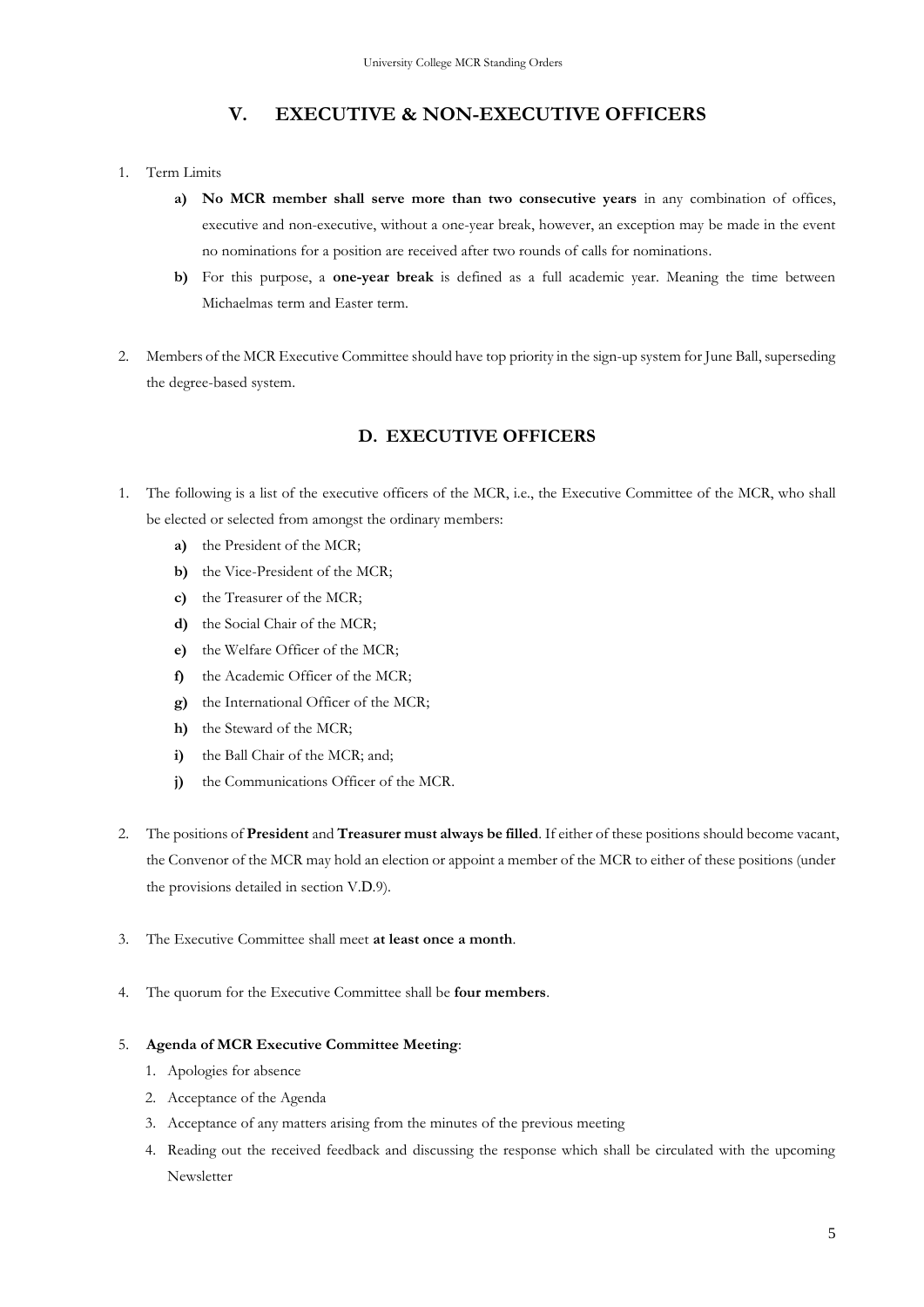## V. EXECUTIVE & NON-EXECUTIVE OFFICERS

1. Term Limits
   - **a)** **No MCR member shall serve more than two consecutive years** in any combination of offices, executive and non-executive, without a one-year break, however, an exception may be made in the event no nominations for a position are received after two rounds of calls for nominations.
   - **b)** For this purpose, a **one-year break** is defined as a full academic year. Meaning the time between Michaelmas term and Easter term.

2. Members of the MCR Executive Committee should have top priority in the sign-up system for June Ball, superseding the degree-based system.

### D. EXECUTIVE OFFICERS

1. The following is a list of the executive officers of the MCR, i.e., the Executive Committee of the MCR, who shall be elected or selected from amongst the ordinary members:
   - **a)** the President of the MCR;
   - **b)** the Vice-President of the MCR;
   - **c)** the Treasurer of the MCR;
   - **d)** the Social Chair of the MCR;
   - **e)** the Welfare Officer of the MCR;
   - **f)** the Academic Officer of the MCR;
   - **g)** the International Officer of the MCR;
   - **h)** the Steward of the MCR;
   - **i)** the Ball Chair of the MCR; and;
   - **j)** the Communications Officer of the MCR.

2. The positions of **President** and **Treasurer must always be filled**. If either of these positions should become vacant, the Convenor of the MCR may hold an election or appoint a member of the MCR to either of these positions (under the provisions detailed in section V.D.9).

3. The Executive Committee shall meet **at least once a month**.

4. The quorum for the Executive Committee shall be **four members**.

5. **Agenda of MCR Executive Committee Meeting**:
   1. Apologies for absence
   2. Acceptance of the Agenda
   3. Acceptance of any matters arising from the minutes of the previous meeting
   4. Reading out the received feedback and discussing the response which shall be circulated with the upcoming Newsletter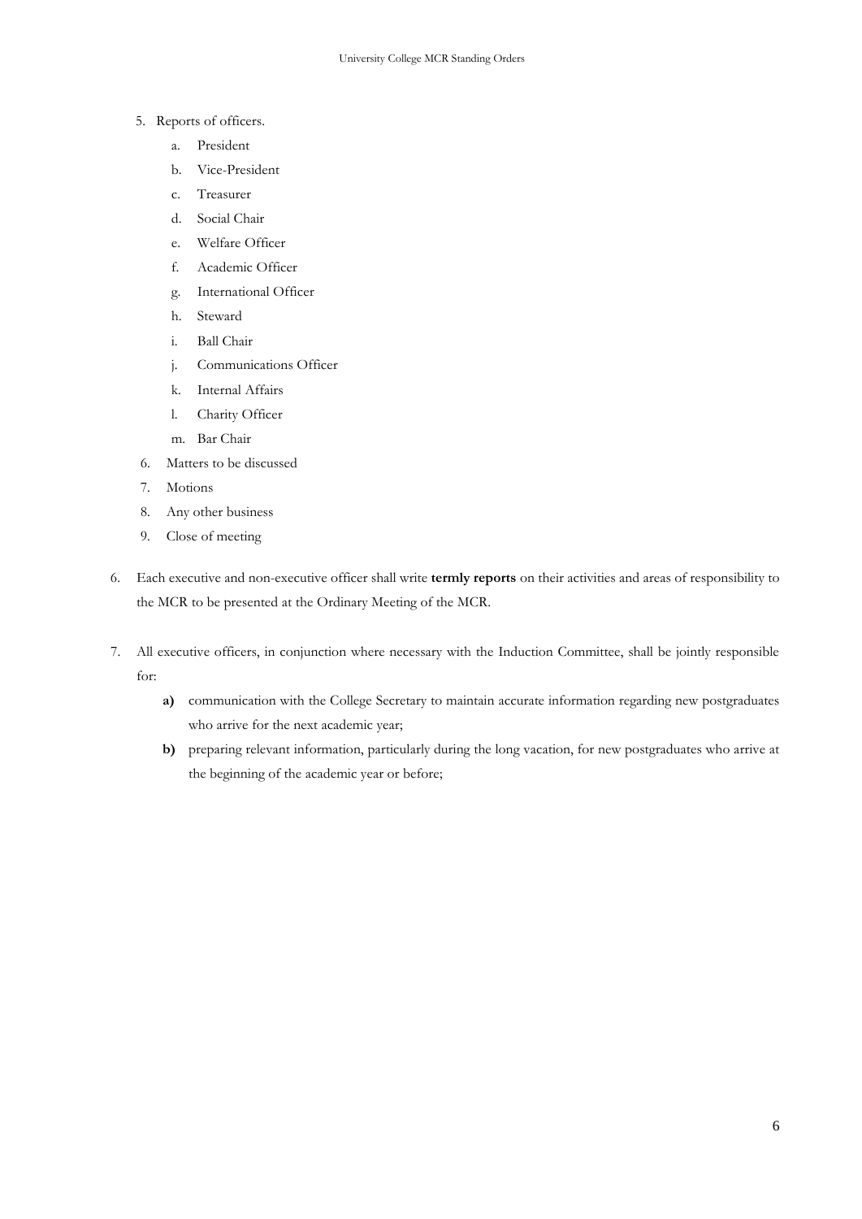5. Reports of officers.
   a. President
   b. Vice-President
   c. Treasurer
   d. Social Chair
   e. Welfare Officer
   f. Academic Officer
   g. International Officer
   h. Steward
   i. Ball Chair
   j. Communications Officer
   k. Internal Affairs
   l. Charity Officer
   m. Bar Chair
6. Matters to be discussed
7. Motions
8. Any other business
9. Close of meeting

6. Each executive and non-executive officer shall write **termly reports** on their activities and areas of responsibility to the MCR to be presented at the Ordinary Meeting of the MCR.

7. All executive officers, in conjunction where necessary with the Induction Committee, shall be jointly responsible for:

   **a)** communication with the College Secretary to maintain accurate information regarding new postgraduates who arrive for the next academic year;

   **b)** preparing relevant information, particularly during the long vacation, for new postgraduates who arrive at the beginning of the academic year or before;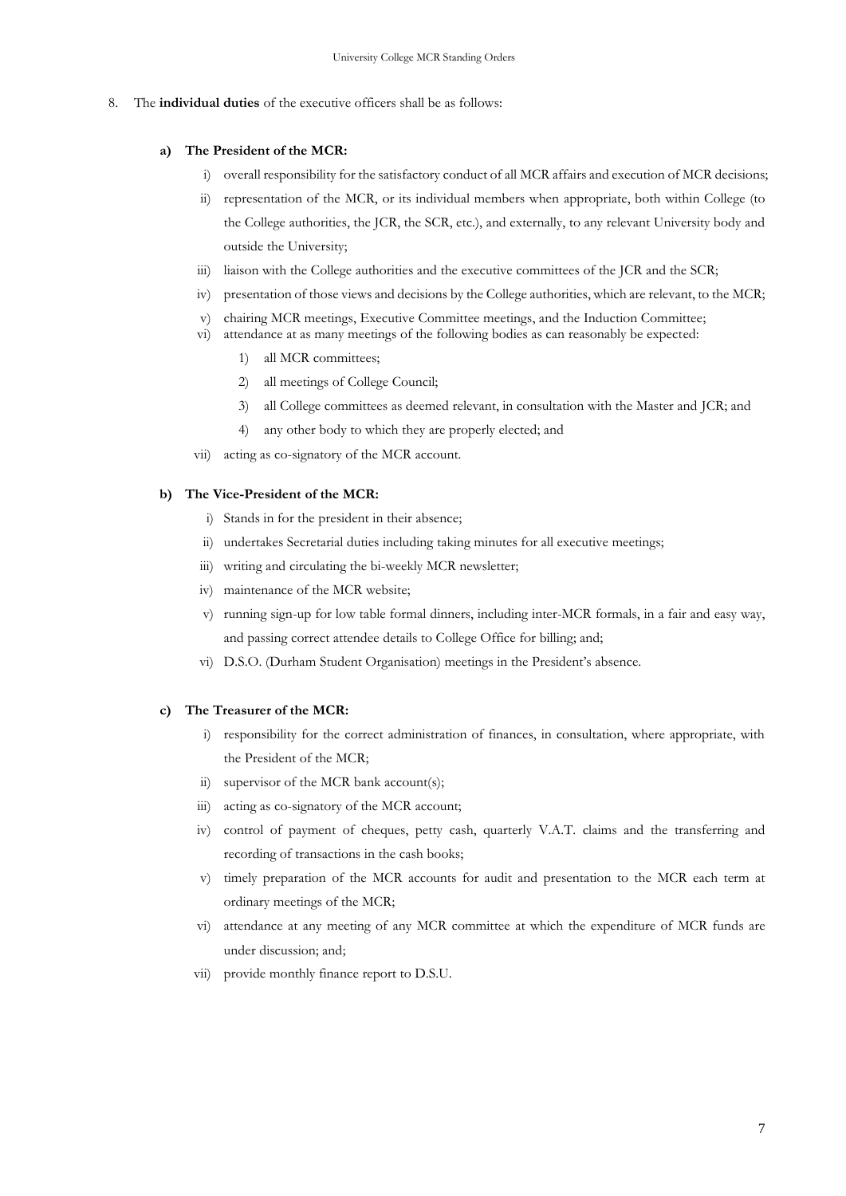8. The **individual duties** of the executive officers shall be as follows:

**a) The President of the MCR:**

i) overall responsibility for the satisfactory conduct of all MCR affairs and execution of MCR decisions;

ii) representation of the MCR, or its individual members when appropriate, both within College (to the College authorities, the JCR, the SCR, etc.), and externally, to any relevant University body and outside the University;

iii) liaison with the College authorities and the executive committees of the JCR and the SCR;

iv) presentation of those views and decisions by the College authorities, which are relevant, to the MCR;

v) chairing MCR meetings, Executive Committee meetings, and the Induction Committee;

vi) attendance at as many meetings of the following bodies as can reasonably be expected:

1) all MCR committees;
2) all meetings of College Council;
3) all College committees as deemed relevant, in consultation with the Master and JCR; and
4) any other body to which they are properly elected; and

vii) acting as co-signatory of the MCR account.

**b) The Vice-President of the MCR:**

i) Stands in for the president in their absence;

ii) undertakes Secretarial duties including taking minutes for all executive meetings;

iii) writing and circulating the bi-weekly MCR newsletter;

iv) maintenance of the MCR website;

v) running sign-up for low table formal dinners, including inter-MCR formals, in a fair and easy way, and passing correct attendee details to College Office for billing; and;

vi) D.S.O. (Durham Student Organisation) meetings in the President's absence.

**c) The Treasurer of the MCR:**

i) responsibility for the correct administration of finances, in consultation, where appropriate, with the President of the MCR;

ii) supervisor of the MCR bank account(s);

iii) acting as co-signatory of the MCR account;

iv) control of payment of cheques, petty cash, quarterly V.A.T. claims and the transferring and recording of transactions in the cash books;

v) timely preparation of the MCR accounts for audit and presentation to the MCR each term at ordinary meetings of the MCR;

vi) attendance at any meeting of any MCR committee at which the expenditure of MCR funds are under discussion; and;

vii) provide monthly finance report to D.S.U.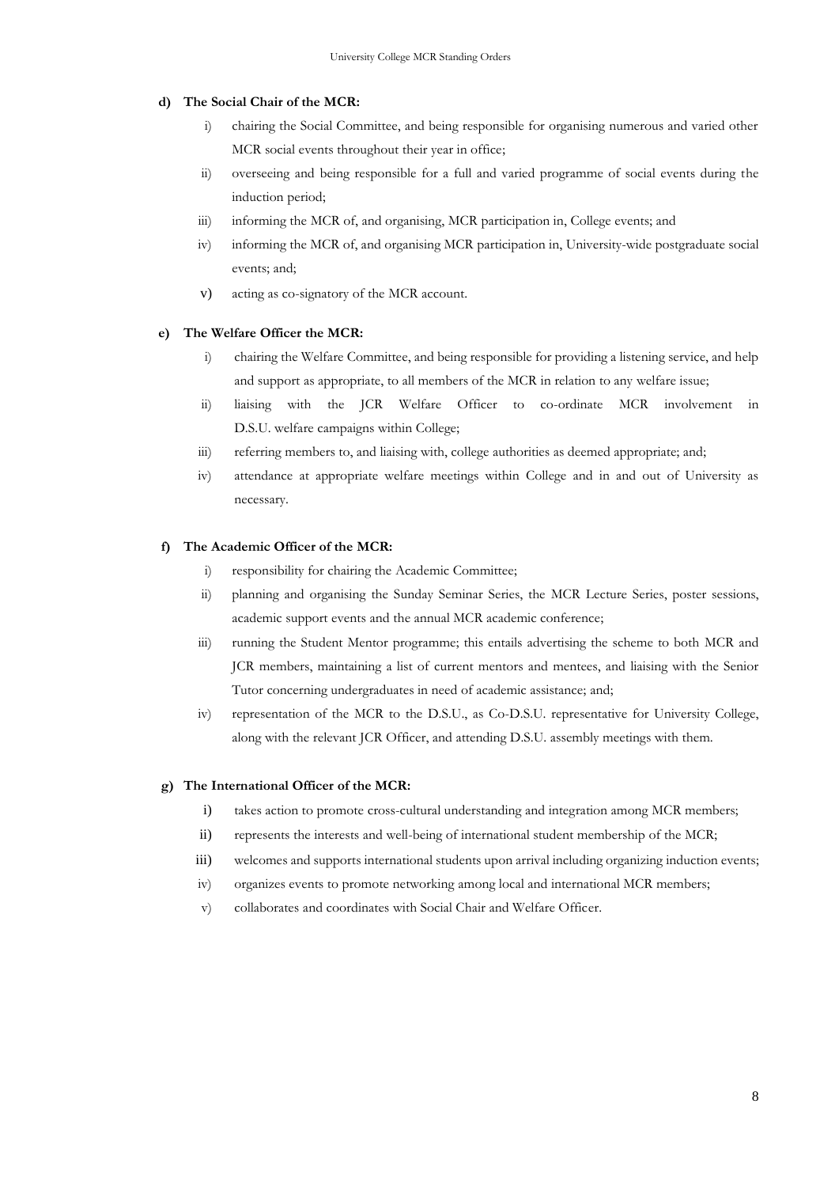**d) The Social Chair of the MCR:**

i) chairing the Social Committee, and being responsible for organising numerous and varied other MCR social events throughout their year in office;

ii) overseeing and being responsible for a full and varied programme of social events during the induction period;

iii) informing the MCR of, and organising, MCR participation in, College events; and

iv) informing the MCR of, and organising MCR participation in, University-wide postgraduate social events; and;

v) acting as co-signatory of the MCR account.

**e) The Welfare Officer the MCR:**

i) chairing the Welfare Committee, and being responsible for providing a listening service, and help and support as appropriate, to all members of the MCR in relation to any welfare issue;

ii) liaising with the JCR Welfare Officer to co-ordinate MCR involvement in D.S.U. welfare campaigns within College;

iii) referring members to, and liaising with, college authorities as deemed appropriate; and;

iv) attendance at appropriate welfare meetings within College and in and out of University as necessary.

**f) The Academic Officer of the MCR:**

i) responsibility for chairing the Academic Committee;

ii) planning and organising the Sunday Seminar Series, the MCR Lecture Series, poster sessions, academic support events and the annual MCR academic conference;

iii) running the Student Mentor programme; this entails advertising the scheme to both MCR and JCR members, maintaining a list of current mentors and mentees, and liaising with the Senior Tutor concerning undergraduates in need of academic assistance; and;

iv) representation of the MCR to the D.S.U., as Co-D.S.U. representative for University College, along with the relevant JCR Officer, and attending D.S.U. assembly meetings with them.

**g) The International Officer of the MCR:**

i) takes action to promote cross-cultural understanding and integration among MCR members;

ii) represents the interests and well-being of international student membership of the MCR;

iii) welcomes and supports international students upon arrival including organizing induction events;

iv) organizes events to promote networking among local and international MCR members;

v) collaborates and coordinates with Social Chair and Welfare Officer.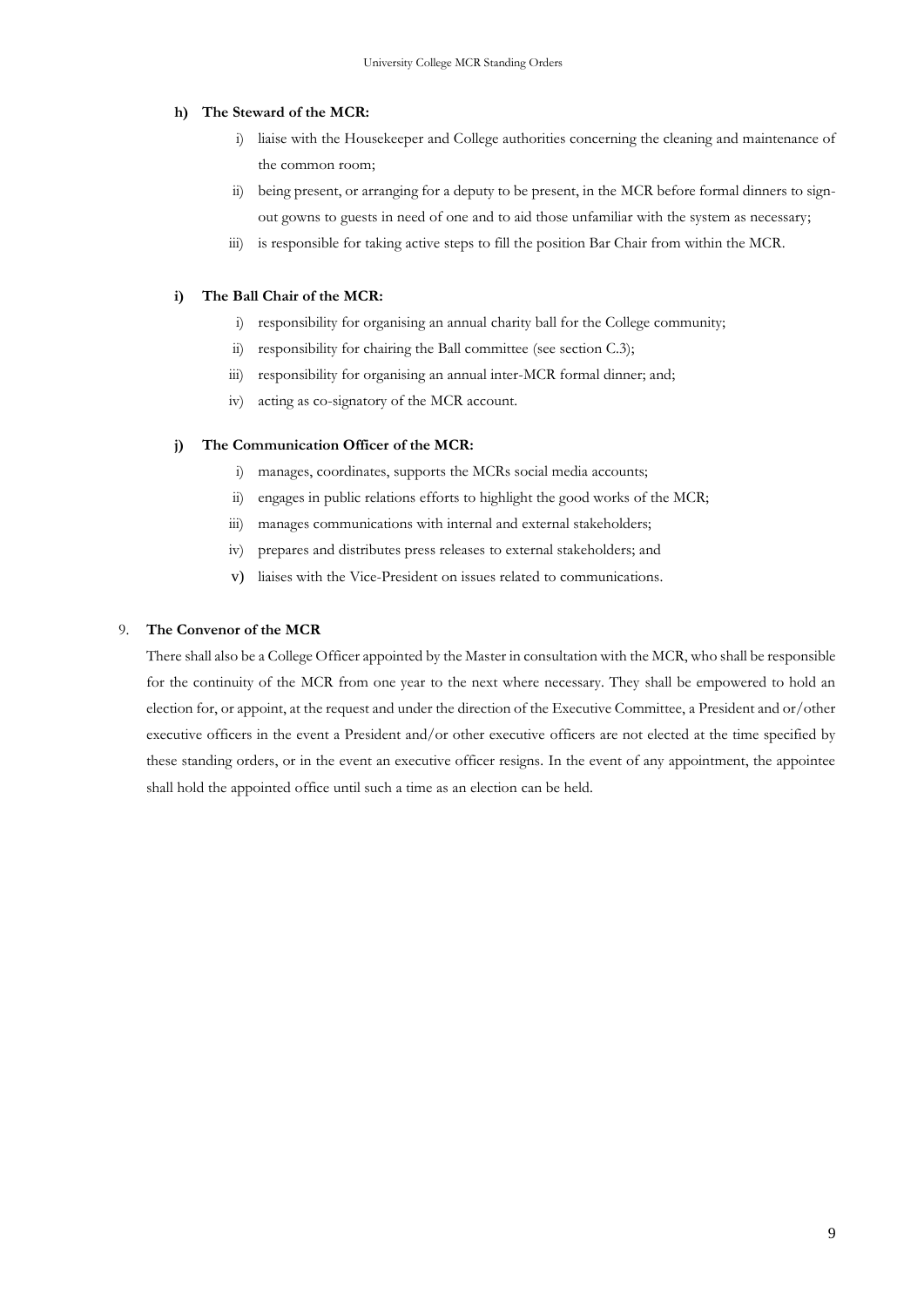**h) The Steward of the MCR:**

i) liaise with the Housekeeper and College authorities concerning the cleaning and maintenance of the common room;

ii) being present, or arranging for a deputy to be present, in the MCR before formal dinners to sign-out gowns to guests in need of one and to aid those unfamiliar with the system as necessary;

iii) is responsible for taking active steps to fill the position Bar Chair from within the MCR.

**i) The Ball Chair of the MCR:**

i) responsibility for organising an annual charity ball for the College community;

ii) responsibility for chairing the Ball committee (see section C.3);

iii) responsibility for organising an annual inter-MCR formal dinner; and;

iv) acting as co-signatory of the MCR account.

**j) The Communication Officer of the MCR:**

i) manages, coordinates, supports the MCRs social media accounts;

ii) engages in public relations efforts to highlight the good works of the MCR;

iii) manages communications with internal and external stakeholders;

iv) prepares and distributes press releases to external stakeholders; and

v) liaises with the Vice-President on issues related to communications.

9. **The Convenor of the MCR**

There shall also be a College Officer appointed by the Master in consultation with the MCR, who shall be responsible for the continuity of the MCR from one year to the next where necessary. They shall be empowered to hold an election for, or appoint, at the request and under the direction of the Executive Committee, a President and or/other executive officers in the event a President and/or other executive officers are not elected at the time specified by these standing orders, or in the event an executive officer resigns. In the event of any appointment, the appointee shall hold the appointed office until such a time as an election can be held.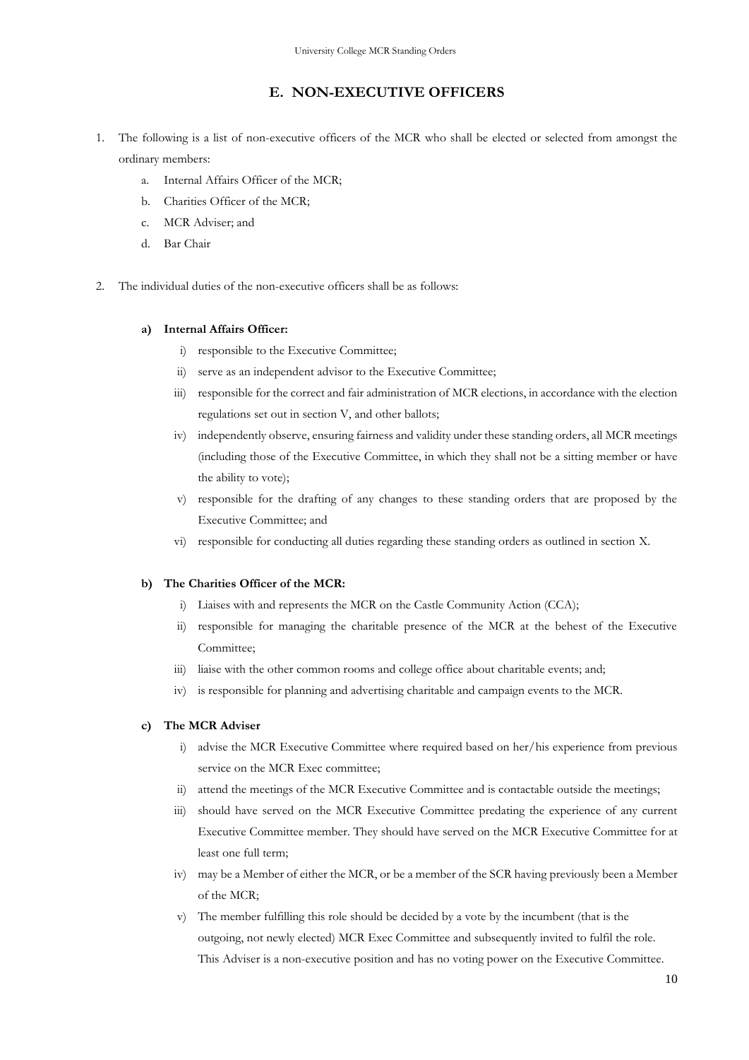## E. NON-EXECUTIVE OFFICERS

1. The following is a list of non-executive officers of the MCR who shall be elected or selected from amongst the ordinary members:
   a. Internal Affairs Officer of the MCR;
   b. Charities Officer of the MCR;
   c. MCR Adviser; and
   d. Bar Chair

2. The individual duties of the non-executive officers shall be as follows:

   **a) Internal Affairs Officer:**
   
   i) responsible to the Executive Committee;
   
   ii) serve as an independent advisor to the Executive Committee;
   
   iii) responsible for the correct and fair administration of MCR elections, in accordance with the election regulations set out in section V, and other ballots;
   
   iv) independently observe, ensuring fairness and validity under these standing orders, all MCR meetings (including those of the Executive Committee, in which they shall not be a sitting member or have the ability to vote);
   
   v) responsible for the drafting of any changes to these standing orders that are proposed by the Executive Committee; and
   
   vi) responsible for conducting all duties regarding these standing orders as outlined in section X.

   **b) The Charities Officer of the MCR:**
   
   i) Liaises with and represents the MCR on the Castle Community Action (CCA);
   
   ii) responsible for managing the charitable presence of the MCR at the behest of the Executive Committee;
   
   iii) liaise with the other common rooms and college office about charitable events; and;
   
   iv) is responsible for planning and advertising charitable and campaign events to the MCR.

   **c) The MCR Adviser**
   
   i) advise the MCR Executive Committee where required based on her/his experience from previous service on the MCR Exec committee;
   
   ii) attend the meetings of the MCR Executive Committee and is contactable outside the meetings;
   
   iii) should have served on the MCR Executive Committee predating the experience of any current Executive Committee member. They should have served on the MCR Executive Committee for at least one full term;
   
   iv) may be a Member of either the MCR, or be a member of the SCR having previously been a Member of the MCR;
   
   v) The member fulfilling this role should be decided by a vote by the incumbent (that is the outgoing, not newly elected) MCR Exec Committee and subsequently invited to fulfil the role. This Adviser is a non-executive position and has no voting power on the Executive Committee.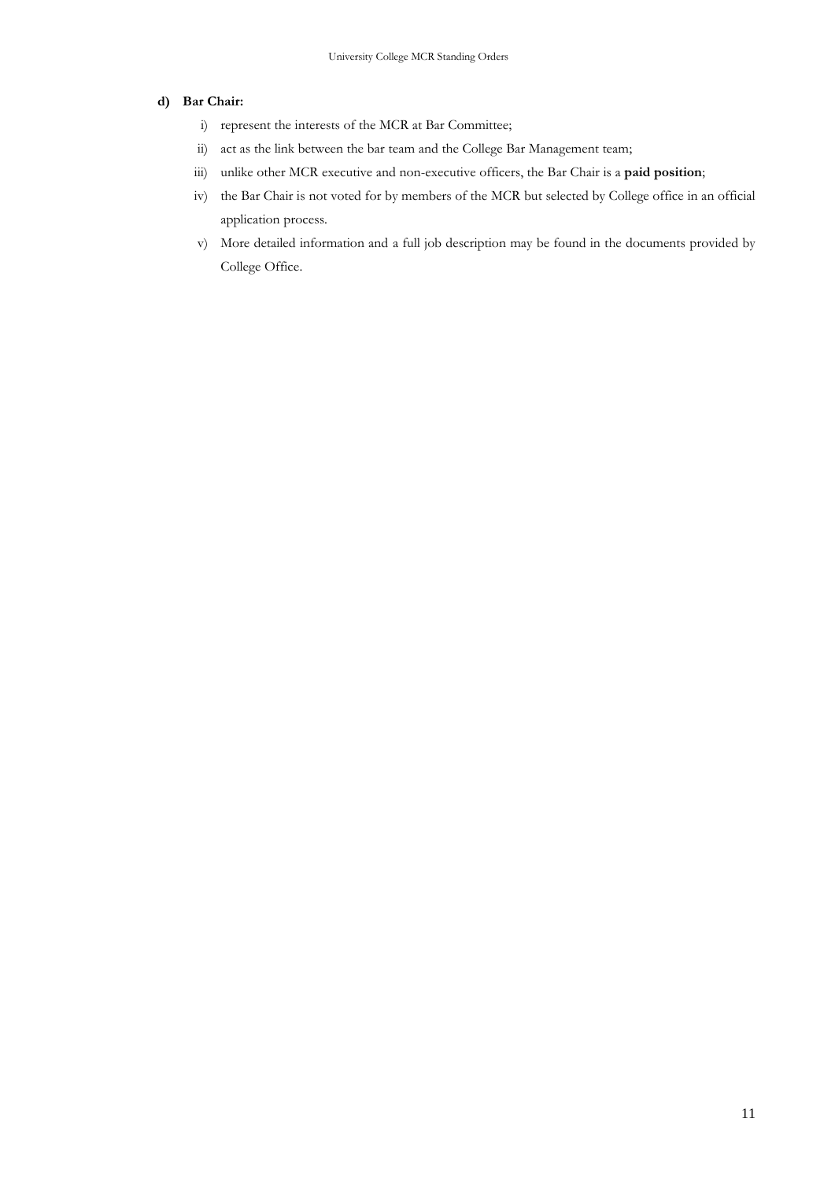**d) Bar Chair:**

i) represent the interests of the MCR at Bar Committee;

ii) act as the link between the bar team and the College Bar Management team;

iii) unlike other MCR executive and non-executive officers, the Bar Chair is a **paid position**;

iv) the Bar Chair is not voted for by members of the MCR but selected by College office in an official application process.

v) More detailed information and a full job description may be found in the documents provided by College Office.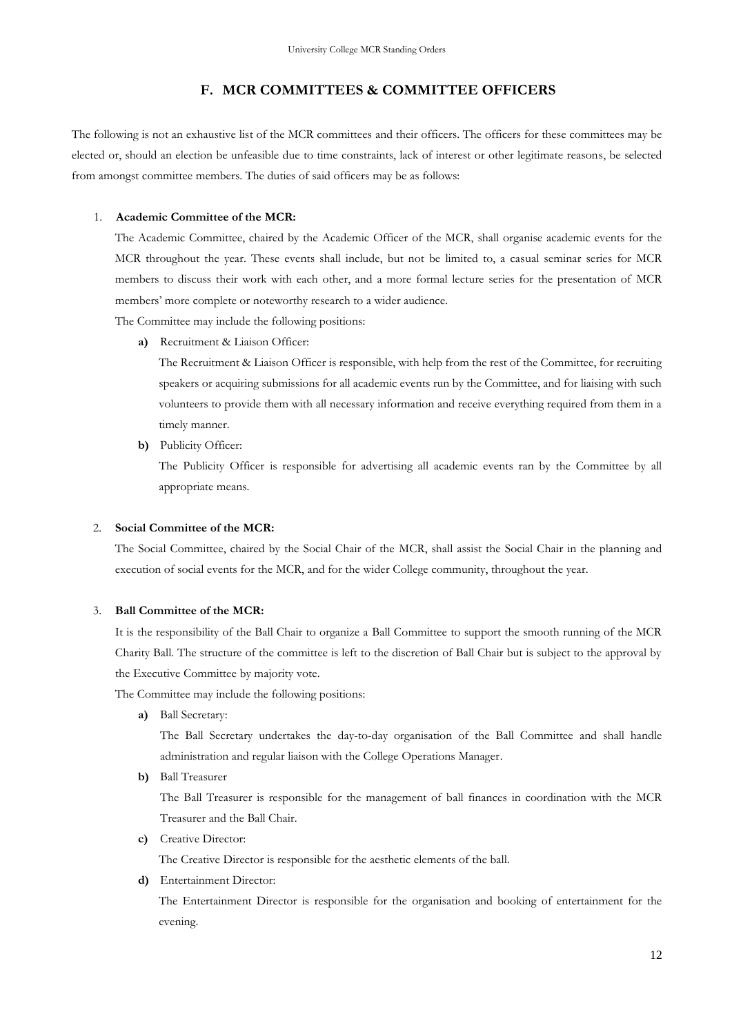## F. MCR COMMITTEES & COMMITTEE OFFICERS

The following is not an exhaustive list of the MCR committees and their officers. The officers for these committees may be elected or, should an election be unfeasible due to time constraints, lack of interest or other legitimate reasons, be selected from amongst committee members. The duties of said officers may be as follows:

1. **Academic Committee of the MCR:**

   The Academic Committee, chaired by the Academic Officer of the MCR, shall organise academic events for the MCR throughout the year. These events shall include, but not be limited to, a casual seminar series for MCR members to discuss their work with each other, and a more formal lecture series for the presentation of MCR members' more complete or noteworthy research to a wider audience.

   The Committee may include the following positions:

   **a)** Recruitment & Liaison Officer:

   The Recruitment & Liaison Officer is responsible, with help from the rest of the Committee, for recruiting speakers or acquiring submissions for all academic events run by the Committee, and for liaising with such volunteers to provide them with all necessary information and receive everything required from them in a timely manner.

   **b)** Publicity Officer:

   The Publicity Officer is responsible for advertising all academic events ran by the Committee by all appropriate means.

2. **Social Committee of the MCR:**

   The Social Committee, chaired by the Social Chair of the MCR, shall assist the Social Chair in the planning and execution of social events for the MCR, and for the wider College community, throughout the year.

3. **Ball Committee of the MCR:**

   It is the responsibility of the Ball Chair to organize a Ball Committee to support the smooth running of the MCR Charity Ball. The structure of the committee is left to the discretion of Ball Chair but is subject to the approval by the Executive Committee by majority vote.

   The Committee may include the following positions:

   **a)** Ball Secretary:

   The Ball Secretary undertakes the day-to-day organisation of the Ball Committee and shall handle administration and regular liaison with the College Operations Manager.

   **b)** Ball Treasurer

   The Ball Treasurer is responsible for the management of ball finances in coordination with the MCR Treasurer and the Ball Chair.

   **c)** Creative Director:

   The Creative Director is responsible for the aesthetic elements of the ball.

   **d)** Entertainment Director:

   The Entertainment Director is responsible for the organisation and booking of entertainment for the evening.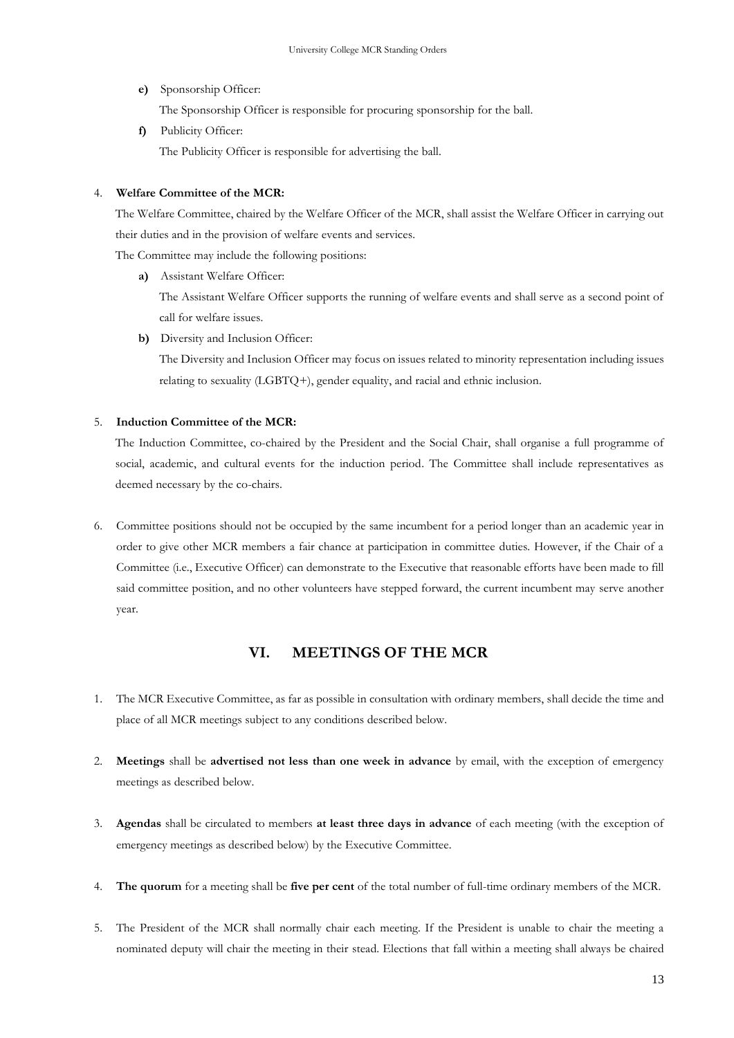**e)** Sponsorship Officer:

The Sponsorship Officer is responsible for procuring sponsorship for the ball.

**f)** Publicity Officer:

The Publicity Officer is responsible for advertising the ball.

4. **Welfare Committee of the MCR:**

The Welfare Committee, chaired by the Welfare Officer of the MCR, shall assist the Welfare Officer in carrying out their duties and in the provision of welfare events and services.

The Committee may include the following positions:

**a)** Assistant Welfare Officer:

The Assistant Welfare Officer supports the running of welfare events and shall serve as a second point of call for welfare issues.

**b)** Diversity and Inclusion Officer:

The Diversity and Inclusion Officer may focus on issues related to minority representation including issues relating to sexuality (LGBTQ+), gender equality, and racial and ethnic inclusion.

5. **Induction Committee of the MCR:**

The Induction Committee, co-chaired by the President and the Social Chair, shall organise a full programme of social, academic, and cultural events for the induction period. The Committee shall include representatives as deemed necessary by the co-chairs.

6. Committee positions should not be occupied by the same incumbent for a period longer than an academic year in order to give other MCR members a fair chance at participation in committee duties. However, if the Chair of a Committee (i.e., Executive Officer) can demonstrate to the Executive that reasonable efforts have been made to fill said committee position, and no other volunteers have stepped forward, the current incumbent may serve another year.

## VI. MEETINGS OF THE MCR

1. The MCR Executive Committee, as far as possible in consultation with ordinary members, shall decide the time and place of all MCR meetings subject to any conditions described below.

2. **Meetings** shall be **advertised not less than one week in advance** by email, with the exception of emergency meetings as described below.

3. **Agendas** shall be circulated to members **at least three days in advance** of each meeting (with the exception of emergency meetings as described below) by the Executive Committee.

4. **The quorum** for a meeting shall be **five per cent** of the total number of full-time ordinary members of the MCR.

5. The President of the MCR shall normally chair each meeting. If the President is unable to chair the meeting a nominated deputy will chair the meeting in their stead. Elections that fall within a meeting shall always be chaired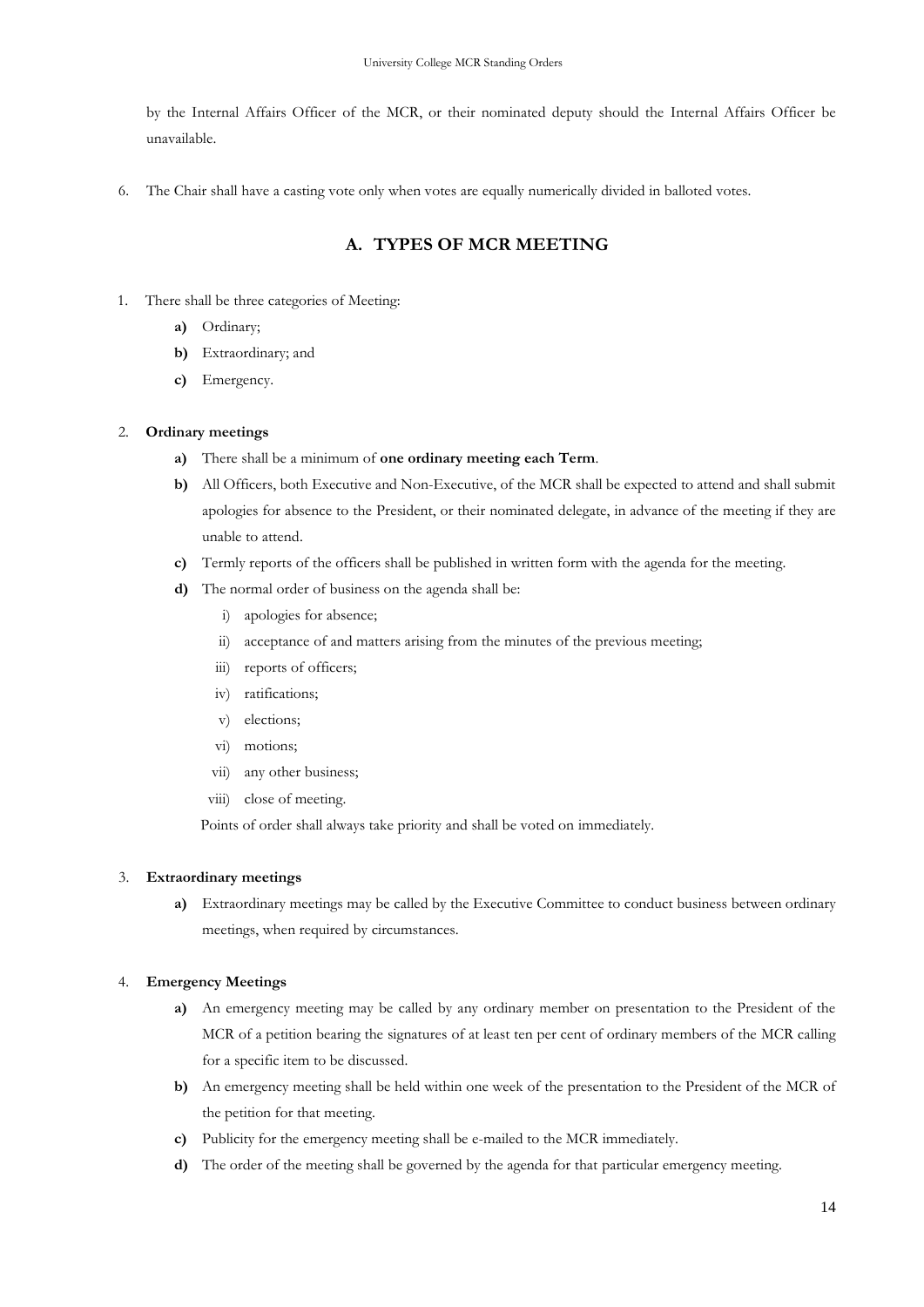by the Internal Affairs Officer of the MCR, or their nominated deputy should the Internal Affairs Officer be unavailable.

6. The Chair shall have a casting vote only when votes are equally numerically divided in balloted votes.

## A. TYPES OF MCR MEETING

1. There shall be three categories of Meeting:
   - **a)** Ordinary;
   - **b)** Extraordinary; and
   - **c)** Emergency.

2. **Ordinary meetings**
   - **a)** There shall be a minimum of **one ordinary meeting each Term**.
   - **b)** All Officers, both Executive and Non-Executive, of the MCR shall be expected to attend and shall submit apologies for absence to the President, or their nominated delegate, in advance of the meeting if they are unable to attend.
   - **c)** Termly reports of the officers shall be published in written form with the agenda for the meeting.
   - **d)** The normal order of business on the agenda shall be:
     - i) apologies for absence;
     - ii) acceptance of and matters arising from the minutes of the previous meeting;
     - iii) reports of officers;
     - iv) ratifications;
     - v) elections;
     - vi) motions;
     - vii) any other business;
     - viii) close of meeting.

     Points of order shall always take priority and shall be voted on immediately.

3. **Extraordinary meetings**
   - **a)** Extraordinary meetings may be called by the Executive Committee to conduct business between ordinary meetings, when required by circumstances.

4. **Emergency Meetings**
   - **a)** An emergency meeting may be called by any ordinary member on presentation to the President of the MCR of a petition bearing the signatures of at least ten per cent of ordinary members of the MCR calling for a specific item to be discussed.
   - **b)** An emergency meeting shall be held within one week of the presentation to the President of the MCR of the petition for that meeting.
   - **c)** Publicity for the emergency meeting shall be e-mailed to the MCR immediately.
   - **d)** The order of the meeting shall be governed by the agenda for that particular emergency meeting.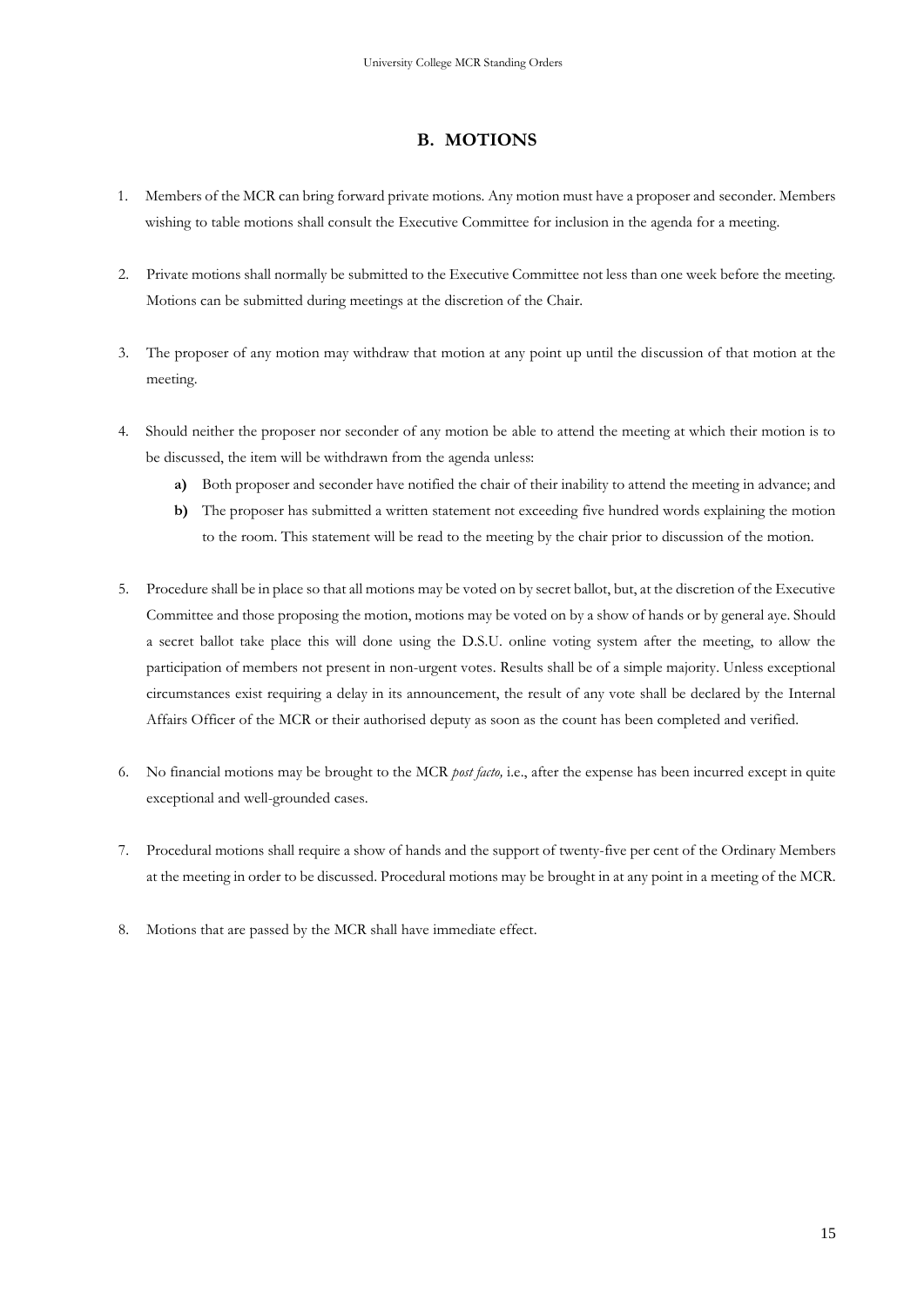## B. MOTIONS

1. Members of the MCR can bring forward private motions. Any motion must have a proposer and seconder. Members wishing to table motions shall consult the Executive Committee for inclusion in the agenda for a meeting.

2. Private motions shall normally be submitted to the Executive Committee not less than one week before the meeting. Motions can be submitted during meetings at the discretion of the Chair.

3. The proposer of any motion may withdraw that motion at any point up until the discussion of that motion at the meeting.

4. Should neither the proposer nor seconder of any motion be able to attend the meeting at which their motion is to be discussed, the item will be withdrawn from the agenda unless:
   - **a)** Both proposer and seconder have notified the chair of their inability to attend the meeting in advance; and
   - **b)** The proposer has submitted a written statement not exceeding five hundred words explaining the motion to the room. This statement will be read to the meeting by the chair prior to discussion of the motion.

5. Procedure shall be in place so that all motions may be voted on by secret ballot, but, at the discretion of the Executive Committee and those proposing the motion, motions may be voted on by a show of hands or by general aye. Should a secret ballot take place this will done using the D.S.U. online voting system after the meeting, to allow the participation of members not present in non-urgent votes. Results shall be of a simple majority. Unless exceptional circumstances exist requiring a delay in its announcement, the result of any vote shall be declared by the Internal Affairs Officer of the MCR or their authorised deputy as soon as the count has been completed and verified.

6. No financial motions may be brought to the MCR *post facto,* i.e., after the expense has been incurred except in quite exceptional and well-grounded cases.

7. Procedural motions shall require a show of hands and the support of twenty-five per cent of the Ordinary Members at the meeting in order to be discussed. Procedural motions may be brought in at any point in a meeting of the MCR.

8. Motions that are passed by the MCR shall have immediate effect.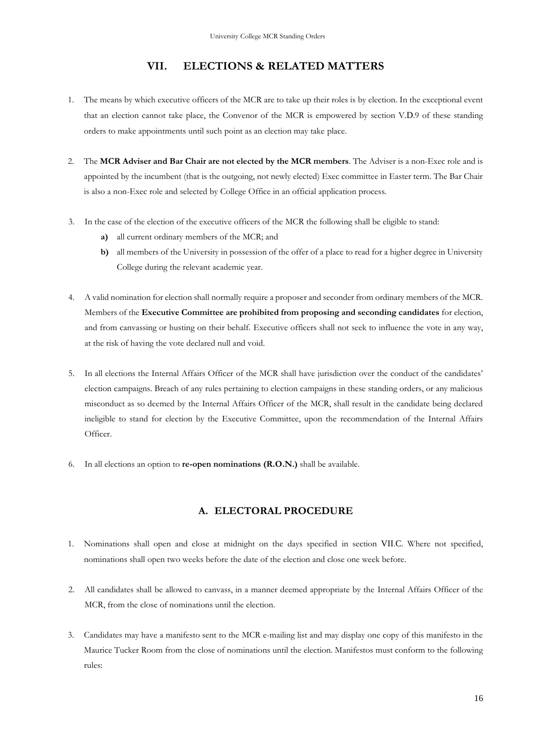## VII. ELECTIONS & RELATED MATTERS

1. The means by which executive officers of the MCR are to take up their roles is by election. In the exceptional event that an election cannot take place, the Convenor of the MCR is empowered by section V.D.9 of these standing orders to make appointments until such point as an election may take place.

2. The **MCR Adviser and Bar Chair are not elected by the MCR members**. The Adviser is a non-Exec role and is appointed by the incumbent (that is the outgoing, not newly elected) Exec committee in Easter term. The Bar Chair is also a non-Exec role and selected by College Office in an official application process.

3. In the case of the election of the executive officers of the MCR the following shall be eligible to stand:
   - **a)** all current ordinary members of the MCR; and
   - **b)** all members of the University in possession of the offer of a place to read for a higher degree in University College during the relevant academic year.

4. A valid nomination for election shall normally require a proposer and seconder from ordinary members of the MCR. Members of the **Executive Committee are prohibited from proposing and seconding candidates** for election, and from canvassing or husting on their behalf. Executive officers shall not seek to influence the vote in any way, at the risk of having the vote declared null and void.

5. In all elections the Internal Affairs Officer of the MCR shall have jurisdiction over the conduct of the candidates' election campaigns. Breach of any rules pertaining to election campaigns in these standing orders, or any malicious misconduct as so deemed by the Internal Affairs Officer of the MCR, shall result in the candidate being declared ineligible to stand for election by the Executive Committee, upon the recommendation of the Internal Affairs Officer.

6. In all elections an option to **re-open nominations (R.O.N.)** shall be available.

### A. ELECTORAL PROCEDURE

1. Nominations shall open and close at midnight on the days specified in section VII.C. Where not specified, nominations shall open two weeks before the date of the election and close one week before.

2. All candidates shall be allowed to canvass, in a manner deemed appropriate by the Internal Affairs Officer of the MCR, from the close of nominations until the election.

3. Candidates may have a manifesto sent to the MCR e-mailing list and may display one copy of this manifesto in the Maurice Tucker Room from the close of nominations until the election. Manifestos must conform to the following rules: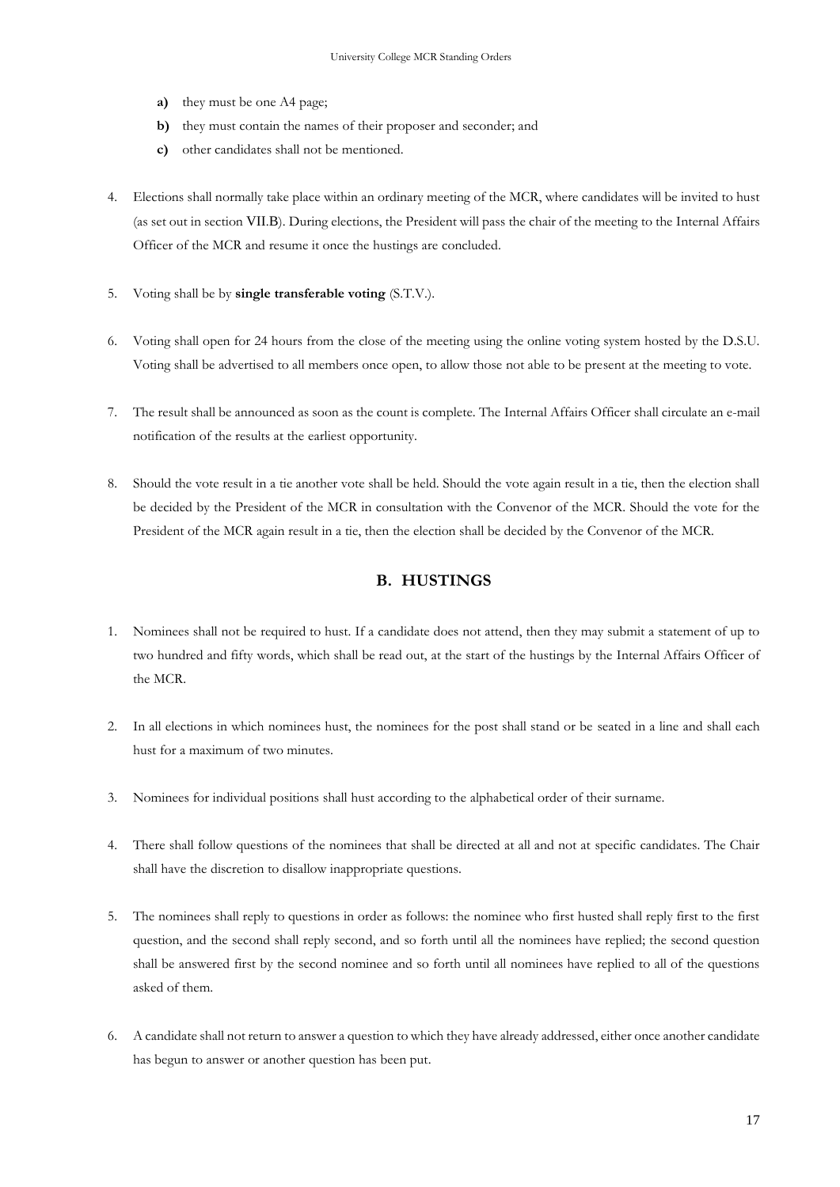- **a)** they must be one A4 page;
- **b)** they must contain the names of their proposer and seconder; and
- **c)** other candidates shall not be mentioned.

4. Elections shall normally take place within an ordinary meeting of the MCR, where candidates will be invited to hust (as set out in section VII.B). During elections, the President will pass the chair of the meeting to the Internal Affairs Officer of the MCR and resume it once the hustings are concluded.

5. Voting shall be by **single transferable voting** (S.T.V.).

6. Voting shall open for 24 hours from the close of the meeting using the online voting system hosted by the D.S.U. Voting shall be advertised to all members once open, to allow those not able to be present at the meeting to vote.

7. The result shall be announced as soon as the count is complete. The Internal Affairs Officer shall circulate an e-mail notification of the results at the earliest opportunity.

8. Should the vote result in a tie another vote shall be held. Should the vote again result in a tie, then the election shall be decided by the President of the MCR in consultation with the Convenor of the MCR. Should the vote for the President of the MCR again result in a tie, then the election shall be decided by the Convenor of the MCR.

## B. HUSTINGS

1. Nominees shall not be required to hust. If a candidate does not attend, then they may submit a statement of up to two hundred and fifty words, which shall be read out, at the start of the hustings by the Internal Affairs Officer of the MCR.

2. In all elections in which nominees hust, the nominees for the post shall stand or be seated in a line and shall each hust for a maximum of two minutes.

3. Nominees for individual positions shall hust according to the alphabetical order of their surname.

4. There shall follow questions of the nominees that shall be directed at all and not at specific candidates. The Chair shall have the discretion to disallow inappropriate questions.

5. The nominees shall reply to questions in order as follows: the nominee who first husted shall reply first to the first question, and the second shall reply second, and so forth until all the nominees have replied; the second question shall be answered first by the second nominee and so forth until all nominees have replied to all of the questions asked of them.

6. A candidate shall not return to answer a question to which they have already addressed, either once another candidate has begun to answer or another question has been put.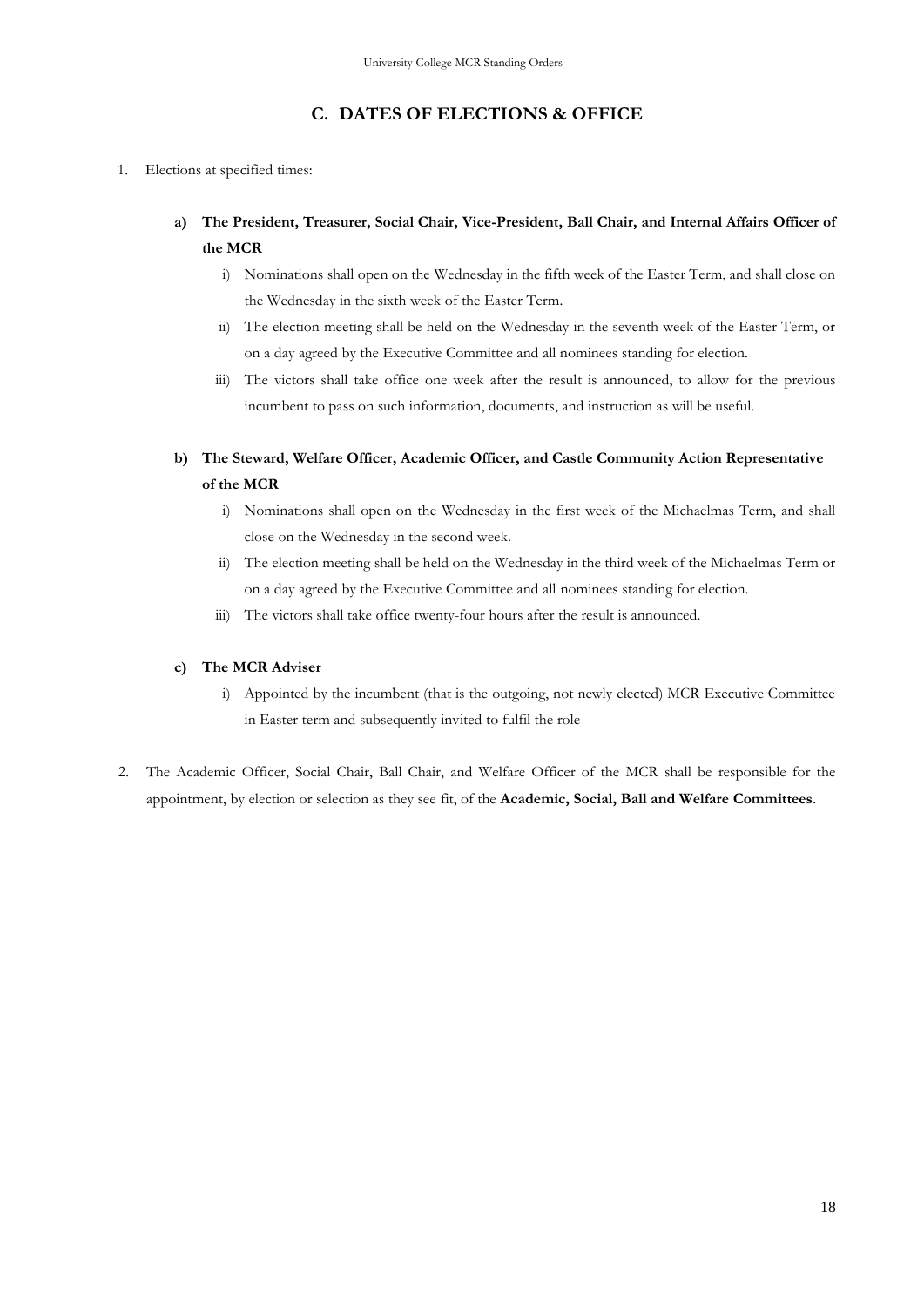## C. DATES OF ELECTIONS & OFFICE

1. Elections at specified times:

   **a) The President, Treasurer, Social Chair, Vice-President, Ball Chair, and Internal Affairs Officer of the MCR**

   i) Nominations shall open on the Wednesday in the fifth week of the Easter Term, and shall close on the Wednesday in the sixth week of the Easter Term.

   ii) The election meeting shall be held on the Wednesday in the seventh week of the Easter Term, or on a day agreed by the Executive Committee and all nominees standing for election.

   iii) The victors shall take office one week after the result is announced, to allow for the previous incumbent to pass on such information, documents, and instruction as will be useful.

   **b) The Steward, Welfare Officer, Academic Officer, and Castle Community Action Representative of the MCR**

   i) Nominations shall open on the Wednesday in the first week of the Michaelmas Term, and shall close on the Wednesday in the second week.

   ii) The election meeting shall be held on the Wednesday in the third week of the Michaelmas Term or on a day agreed by the Executive Committee and all nominees standing for election.

   iii) The victors shall take office twenty-four hours after the result is announced.

   **c) The MCR Adviser**

   i) Appointed by the incumbent (that is the outgoing, not newly elected) MCR Executive Committee in Easter term and subsequently invited to fulfil the role

2. The Academic Officer, Social Chair, Ball Chair, and Welfare Officer of the MCR shall be responsible for the appointment, by election or selection as they see fit, of the **Academic, Social, Ball and Welfare Committees**.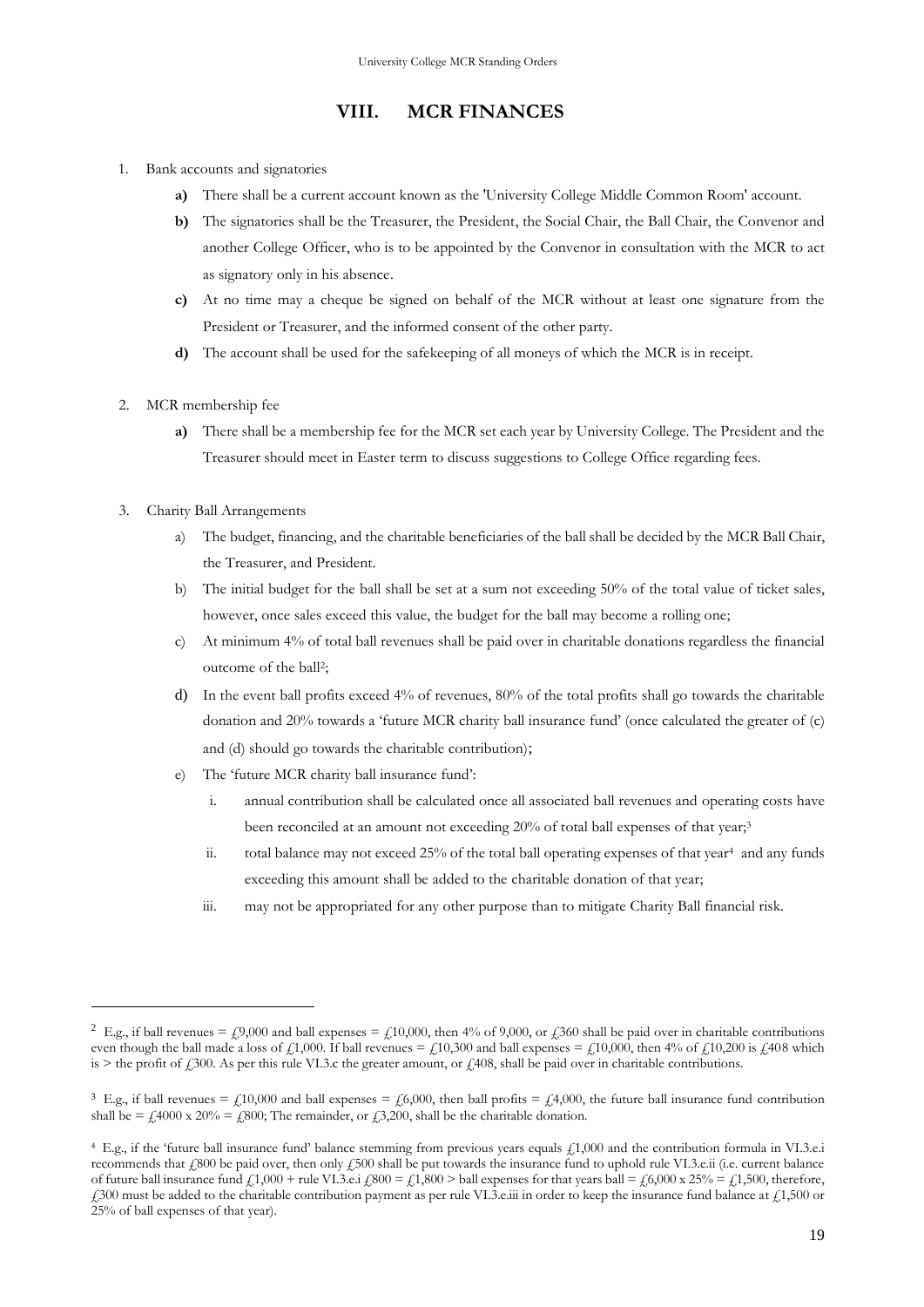## VIII. MCR FINANCES

1. Bank accounts and signatories
   - **a)** There shall be a current account known as the 'University College Middle Common Room' account.
   - **b)** The signatories shall be the Treasurer, the President, the Social Chair, the Ball Chair, the Convenor and another College Officer, who is to be appointed by the Convenor in consultation with the MCR to act as signatory only in his absence.
   - **c)** At no time may a cheque be signed on behalf of the MCR without at least one signature from the President or Treasurer, and the informed consent of the other party.
   - **d)** The account shall be used for the safekeeping of all moneys of which the MCR is in receipt.

2. MCR membership fee
   - **a)** There shall be a membership fee for the MCR set each year by University College. The President and the Treasurer should meet in Easter term to discuss suggestions to College Office regarding fees.

3. Charity Ball Arrangements
   - a) The budget, financing, and the charitable beneficiaries of the ball shall be decided by the MCR Ball Chair, the Treasurer, and President.
   - b) The initial budget for the ball shall be set at a sum not exceeding 50% of the total value of ticket sales, however, once sales exceed this value, the budget for the ball may become a rolling one;
   - c) At minimum 4% of total ball revenues shall be paid over in charitable donations regardless the financial outcome of the ball[2];
   - d) In the event ball profits exceed 4% of revenues, 80% of the total profits shall go towards the charitable donation and 20% towards a 'future MCR charity ball insurance fund' (once calculated the greater of (c) and (d) should go towards the charitable contribution);
   - e) The 'future MCR charity ball insurance fund':
     - i. annual contribution shall be calculated once all associated ball revenues and operating costs have been reconciled at an amount not exceeding 20% of total ball expenses of that year;[3]
     - ii. total balance may not exceed 25% of the total ball operating expenses of that year[4] and any funds exceeding this amount shall be added to the charitable donation of that year;
     - iii. may not be appropriated for any other purpose than to mitigate Charity Ball financial risk.

---

[2] E.g., if ball revenues = £9,000 and ball expenses = £10,000, then 4% of 9,000, or £360 shall be paid over in charitable contributions even though the ball made a loss of £1,000. If ball revenues = £10,300 and ball expenses = £10,000, then 4% of £10,200 is £408 which is > the profit of £300. As per this rule VI.3.c the greater amount, or £408, shall be paid over in charitable contributions.

[3] E.g., if ball revenues = £10,000 and ball expenses = £6,000, then ball profits = £4,000, the future ball insurance fund contribution shall be = £4000 x 20% = £800; The remainder, or £3,200, shall be the charitable donation.

[4] E.g., if the 'future ball insurance fund' balance stemming from previous years equals £1,000 and the contribution formula in VI.3.e.i recommends that £800 be paid over, then only £500 shall be put towards the insurance fund to uphold rule VI.3.e.ii (i.e. current balance of future ball insurance fund £1,000 + rule VI.3.e.i £800 = £1,800 > ball expenses for that years ball = £6,000 x 25% = £1,500, therefore, £300 must be added to the charitable contribution payment as per rule VI.3.e.iii in order to keep the insurance fund balance at £1,500 or 25% of ball expenses of that year).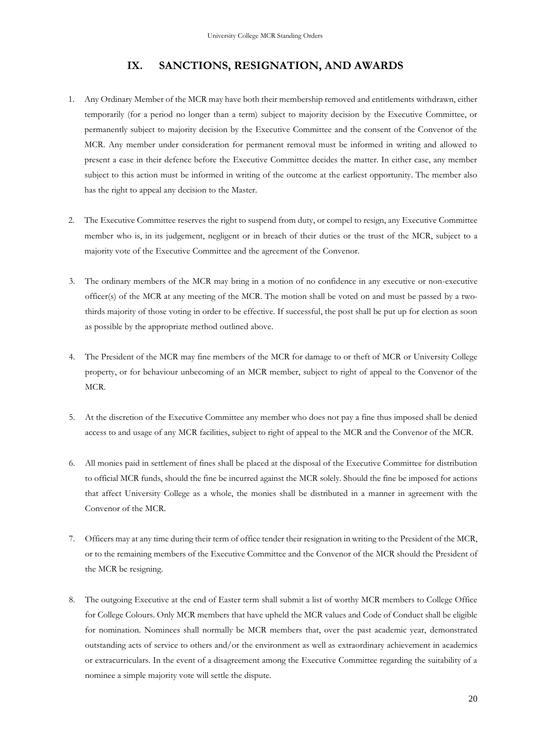## IX. SANCTIONS, RESIGNATION, AND AWARDS

1. Any Ordinary Member of the MCR may have both their membership removed and entitlements withdrawn, either temporarily (for a period no longer than a term) subject to majority decision by the Executive Committee, or permanently subject to majority decision by the Executive Committee and the consent of the Convenor of the MCR. Any member under consideration for permanent removal must be informed in writing and allowed to present a case in their defence before the Executive Committee decides the matter. In either case, any member subject to this action must be informed in writing of the outcome at the earliest opportunity. The member also has the right to appeal any decision to the Master.

2. The Executive Committee reserves the right to suspend from duty, or compel to resign, any Executive Committee member who is, in its judgement, negligent or in breach of their duties or the trust of the MCR, subject to a majority vote of the Executive Committee and the agreement of the Convenor.

3. The ordinary members of the MCR may bring in a motion of no confidence in any executive or non-executive officer(s) of the MCR at any meeting of the MCR. The motion shall be voted on and must be passed by a two-thirds majority of those voting in order to be effective. If successful, the post shall be put up for election as soon as possible by the appropriate method outlined above.

4. The President of the MCR may fine members of the MCR for damage to or theft of MCR or University College property, or for behaviour unbecoming of an MCR member, subject to right of appeal to the Convenor of the MCR.

5. At the discretion of the Executive Committee any member who does not pay a fine thus imposed shall be denied access to and usage of any MCR facilities, subject to right of appeal to the MCR and the Convenor of the MCR.

6. All monies paid in settlement of fines shall be placed at the disposal of the Executive Committee for distribution to official MCR funds, should the fine be incurred against the MCR solely. Should the fine be imposed for actions that affect University College as a whole, the monies shall be distributed in a manner in agreement with the Convenor of the MCR.

7. Officers may at any time during their term of office tender their resignation in writing to the President of the MCR, or to the remaining members of the Executive Committee and the Convenor of the MCR should the President of the MCR be resigning.

8. The outgoing Executive at the end of Easter term shall submit a list of worthy MCR members to College Office for College Colours. Only MCR members that have upheld the MCR values and Code of Conduct shall be eligible for nomination. Nominees shall normally be MCR members that, over the past academic year, demonstrated outstanding acts of service to others and/or the environment as well as extraordinary achievement in academics or extracurriculars. In the event of a disagreement among the Executive Committee regarding the suitability of a nominee a simple majority vote will settle the dispute.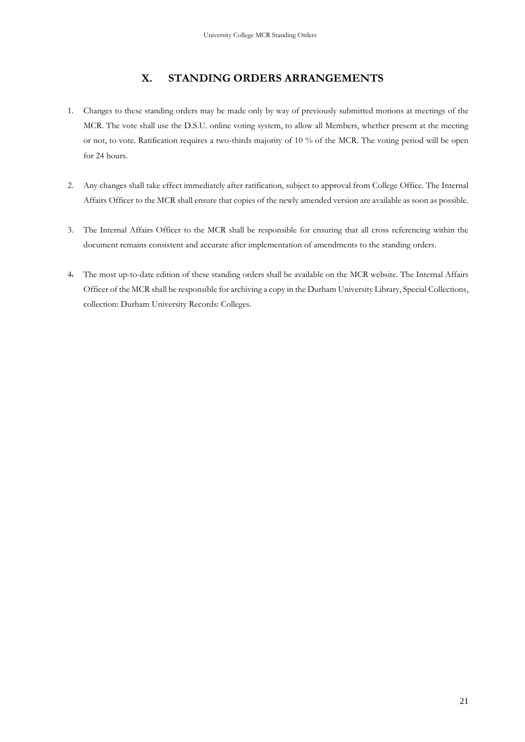## X. STANDING ORDERS ARRANGEMENTS

1. Changes to these standing orders may be made only by way of previously submitted motions at meetings of the MCR. The vote shall use the D.S.U. online voting system, to allow all Members, whether present at the meeting or not, to vote. Ratification requires a two-thirds majority of 10 % of the MCR. The voting period will be open for 24 hours.

2. Any changes shall take effect immediately after ratification, subject to approval from College Office. The Internal Affairs Officer to the MCR shall ensure that copies of the newly amended version are available as soon as possible.

3. The Internal Affairs Officer to the MCR shall be responsible for ensuring that all cross referencing within the document remains consistent and accurate after implementation of amendments to the standing orders.

4. The most up-to-date edition of these standing orders shall be available on the MCR website. The Internal Affairs Officer of the MCR shall be responsible for archiving a copy in the Durham University Library, Special Collections, collection: Durham University Records: Colleges.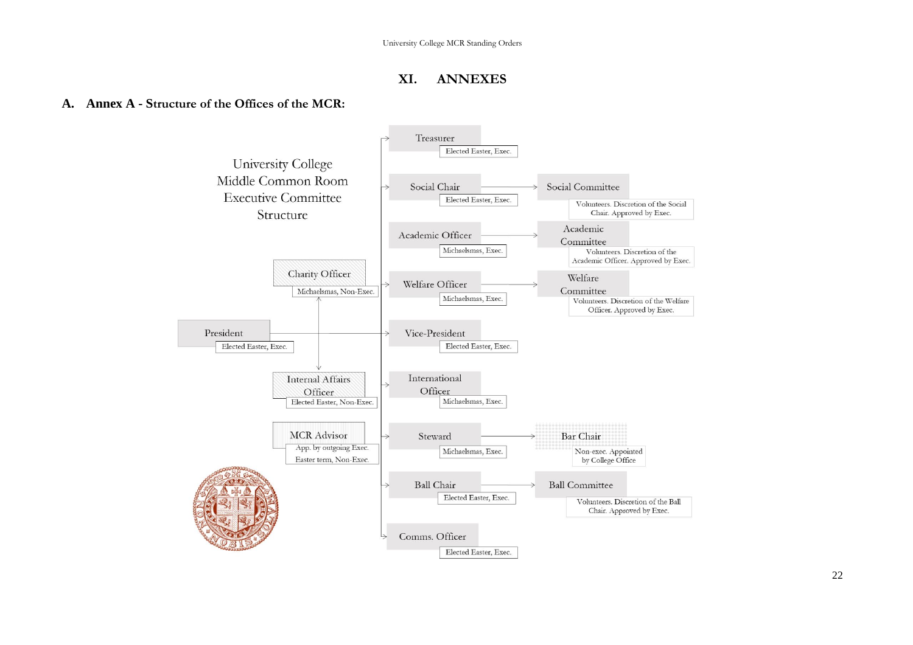# XI. ANNEXES

## A. Annex A - Structure of the Offices of the MCR:

University College Middle Common Room Executive Committee Structure

- **President** — Elected Easter, Exec.
  - **Charity Officer** — Michaelsmas, Non-Exec.
  - **Internal Affairs Officer** — Elected Easter, Non-Exec.
  - **MCR Advisor** — App. by outgoing Exec. Easter term, Non-Exec.
  - **Treasurer** — Elected Easter, Exec.
  - **Social Chair** — Elected Easter, Exec.
    - **Social Committee** — Volunteers. Discretion of the Social Chair. Approved by Exec.
  - **Academic Officer** — Michaelsmas, Exec.
    - **Academic Committee** — Volunteers. Discretion of the Academic Officer. Approved by Exec.
  - **Welfare Officer** — Michaelsmas, Exec.
    - **Welfare Committee** — Volunteers. Discretion of the Welfare Officer. Approved by Exec.
  - **Vice-President** — Elected Easter, Exec.
  - **International Officer** — Michaelsmas, Exec.
  - **Steward** — Michaelsmas, Exec.
    - **Bar Chair** — Non-exec. Appointed by College Office
  - **Ball Chair** — Elected Easter, Exec.
    - **Ball Committee** — Volunteers. Discretion of the Ball Chair. Approved by Exec.
  - **Comms. Officer** — Elected Easter, Exec.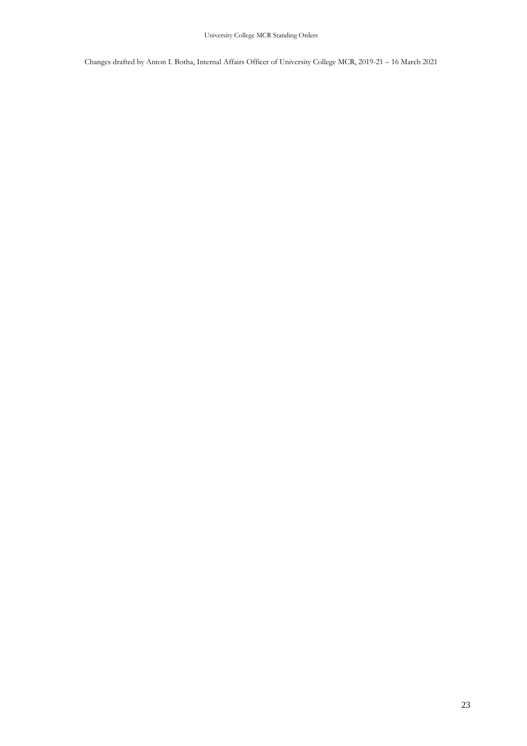Changes drafted by Anton I. Botha, Internal Affairs Officer of University College MCR, 2019-21 – 16 March 2021